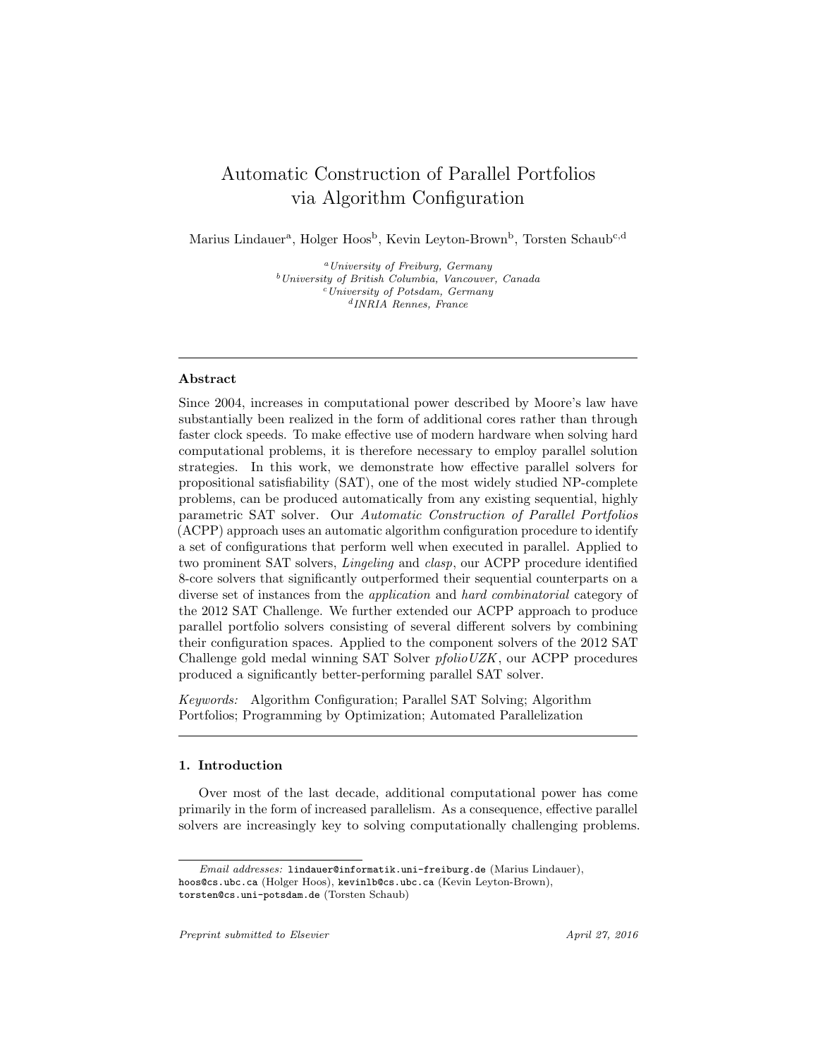# Automatic Construction of Parallel Portfolios via Algorithm Configuration

Marius Lindauer[a], Holger Hoos[b], Kevin Leyton-Brown[b], Torsten Schaub[c,d]

[a] *University of Freiburg, Germany*
[b] *University of British Columbia, Vancouver, Canada*
[c] *University of Potsdam, Germany*
[d] *INRIA Rennes, France*

---

### Abstract

Since 2004, increases in computational power described by Moore's law have substantially been realized in the form of additional cores rather than through faster clock speeds. To make effective use of modern hardware when solving hard computational problems, it is therefore necessary to employ parallel solution strategies. In this work, we demonstrate how effective parallel solvers for propositional satisfiability (SAT), one of the most widely studied NP-complete problems, can be produced automatically from any existing sequential, highly parametric SAT solver. Our *Automatic Construction of Parallel Portfolios* (ACPP) approach uses an automatic algorithm configuration procedure to identify a set of configurations that perform well when executed in parallel. Applied to two prominent SAT solvers, *Lingeling* and *clasp*, our ACPP procedure identified 8-core solvers that significantly outperformed their sequential counterparts on a diverse set of instances from the *application* and *hard combinatorial* category of the 2012 SAT Challenge. We further extended our ACPP approach to produce parallel portfolio solvers consisting of several different solvers by combining their configuration spaces. Applied to the component solvers of the 2012 SAT Challenge gold medal winning SAT Solver *pfolioUZK*, our ACPP procedures produced a significantly better-performing parallel SAT solver.

*Keywords:* Algorithm Configuration; Parallel SAT Solving; Algorithm Portfolios; Programming by Optimization; Automated Parallelization

---

## 1. Introduction

Over most of the last decade, additional computational power has come primarily in the form of increased parallelism. As a consequence, effective parallel solvers are increasingly key to solving computationally challenging problems.

---

*Email addresses:* lindauer@informatik.uni-freiburg.de (Marius Lindauer), hoos@cs.ubc.ca (Holger Hoos), kevinlb@cs.ubc.ca (Kevin Leyton-Brown), torsten@cs.uni-potsdam.de (Torsten Schaub)

*Preprint submitted to Elsevier* *April 27, 2016*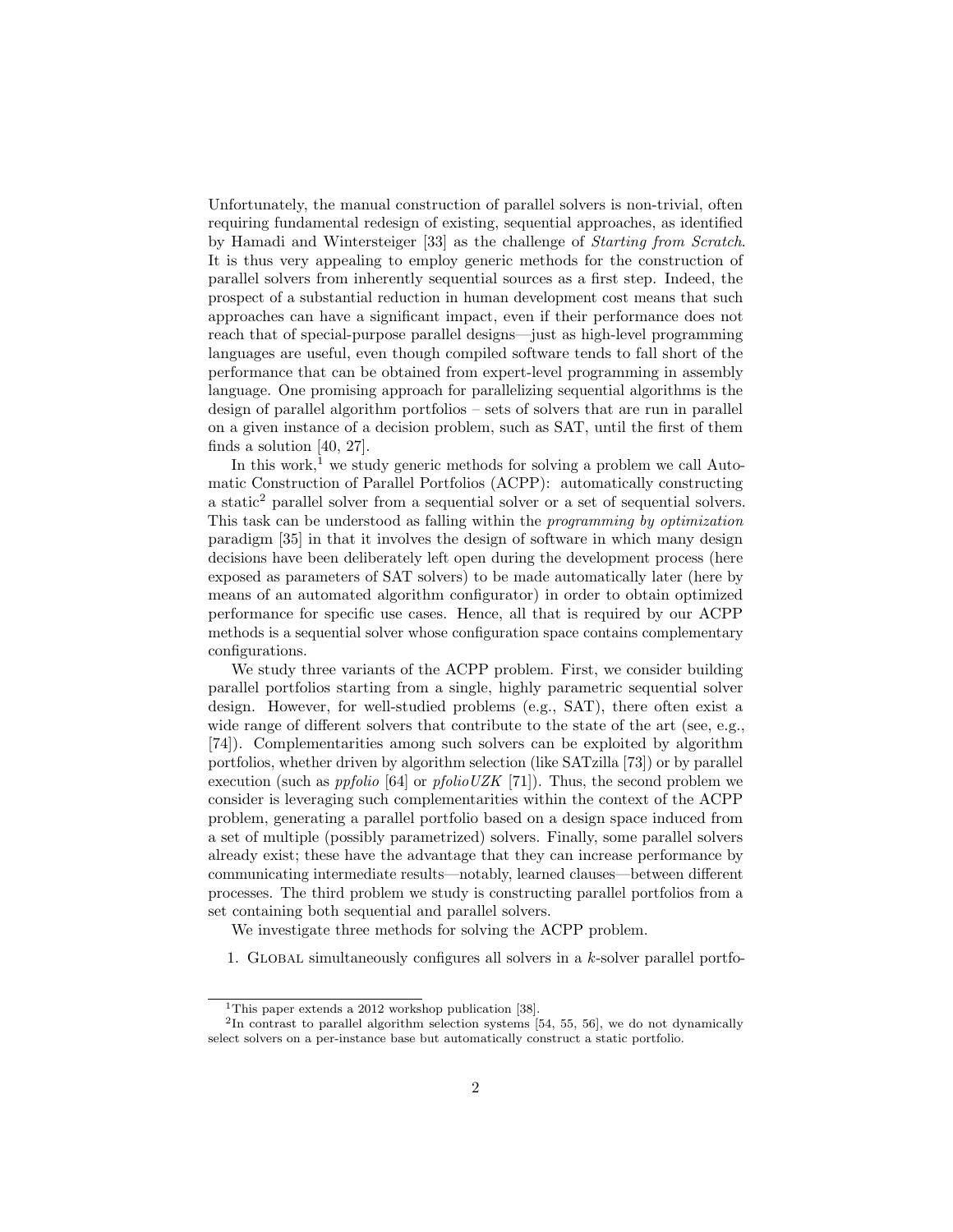Unfortunately, the manual construction of parallel solvers is non-trivial, often requiring fundamental redesign of existing, sequential approaches, as identified by Hamadi and Wintersteiger [33] as the challenge of *Starting from Scratch*. It is thus very appealing to employ generic methods for the construction of parallel solvers from inherently sequential sources as a first step. Indeed, the prospect of a substantial reduction in human development cost means that such approaches can have a significant impact, even if their performance does not reach that of special-purpose parallel designs—just as high-level programming languages are useful, even though compiled software tends to fall short of the performance that can be obtained from expert-level programming in assembly language. One promising approach for parallelizing sequential algorithms is the design of parallel algorithm portfolios – sets of solvers that are run in parallel on a given instance of a decision problem, such as SAT, until the first of them finds a solution [40, 27].

In this work,[1] we study generic methods for solving a problem we call Automatic Construction of Parallel Portfolios (ACPP): automatically constructing a static[2] parallel solver from a sequential solver or a set of sequential solvers. This task can be understood as falling within the *programming by optimization* paradigm [35] in that it involves the design of software in which many design decisions have been deliberately left open during the development process (here exposed as parameters of SAT solvers) to be made automatically later (here by means of an automated algorithm configurator) in order to obtain optimized performance for specific use cases. Hence, all that is required by our ACPP methods is a sequential solver whose configuration space contains complementary configurations.

We study three variants of the ACPP problem. First, we consider building parallel portfolios starting from a single, highly parametric sequential solver design. However, for well-studied problems (e.g., SAT), there often exist a wide range of different solvers that contribute to the state of the art (see, e.g., [74]). Complementarities among such solvers can be exploited by algorithm portfolios, whether driven by algorithm selection (like SATzilla [73]) or by parallel execution (such as *ppfolio* [64] or *pfolioUZK* [71]). Thus, the second problem we consider is leveraging such complementarities within the context of the ACPP problem, generating a parallel portfolio based on a design space induced from a set of multiple (possibly parametrized) solvers. Finally, some parallel solvers already exist; these have the advantage that they can increase performance by communicating intermediate results—notably, learned clauses—between different processes. The third problem we study is constructing parallel portfolios from a set containing both sequential and parallel solvers.

We investigate three methods for solving the ACPP problem.

1. Global simultaneously configures all solvers in a $k$-solver parallel portfo-

[1] This paper extends a 2012 workshop publication [38].

[2] In contrast to parallel algorithm selection systems [54, 55, 56], we do not dynamically select solvers on a per-instance base but automatically construct a static portfolio.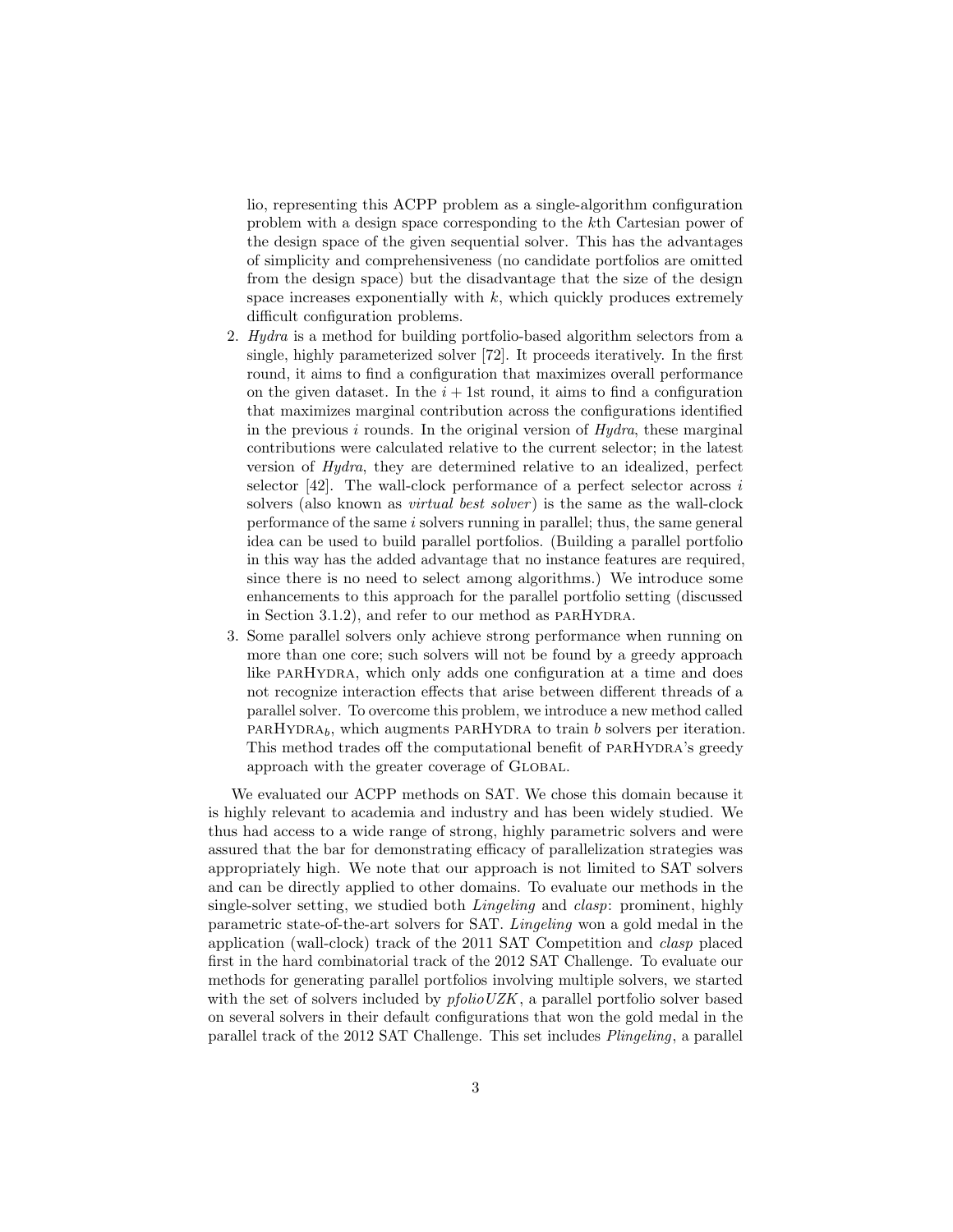lio, representing this ACPP problem as a single-algorithm configuration problem with a design space corresponding to the $k$th Cartesian power of the design space of the given sequential solver. This has the advantages of simplicity and comprehensiveness (no candidate portfolios are omitted from the design space) but the disadvantage that the size of the design space increases exponentially with $k$, which quickly produces extremely difficult configuration problems.

2. *Hydra* is a method for building portfolio-based algorithm selectors from a single, highly parameterized solver [72]. It proceeds iteratively. In the first round, it aims to find a configuration that maximizes overall performance on the given dataset. In the $i+1$st round, it aims to find a configuration that maximizes marginal contribution across the configurations identified in the previous $i$ rounds. In the original version of *Hydra*, these marginal contributions were calculated relative to the current selector; in the latest version of *Hydra*, they are determined relative to an idealized, perfect selector [42]. The wall-clock performance of a perfect selector across $i$ solvers (also known as *virtual best solver*) is the same as the wall-clock performance of the same $i$ solvers running in parallel; thus, the same general idea can be used to build parallel portfolios. (Building a parallel portfolio in this way has the added advantage that no instance features are required, since there is no need to select among algorithms.) We introduce some enhancements to this approach for the parallel portfolio setting (discussed in Section 3.1.2), and refer to our method as parHydra.
3. Some parallel solvers only achieve strong performance when running on more than one core; such solvers will not be found by a greedy approach like parHydra, which only adds one configuration at a time and does not recognize interaction effects that arise between different threads of a parallel solver. To overcome this problem, we introduce a new method called parHydra$_b$, which augments parHydra to train $b$ solvers per iteration. This method trades off the computational benefit of parHydra's greedy approach with the greater coverage of Global.

We evaluated our ACPP methods on SAT. We chose this domain because it is highly relevant to academia and industry and has been widely studied. We thus had access to a wide range of strong, highly parametric solvers and were assured that the bar for demonstrating efficacy of parallelization strategies was appropriately high. We note that our approach is not limited to SAT solvers and can be directly applied to other domains. To evaluate our methods in the single-solver setting, we studied both *Lingeling* and *clasp*: prominent, highly parametric state-of-the-art solvers for SAT. *Lingeling* won a gold medal in the application (wall-clock) track of the 2011 SAT Competition and *clasp* placed first in the hard combinatorial track of the 2012 SAT Challenge. To evaluate our methods for generating parallel portfolios involving multiple solvers, we started with the set of solvers included by *pfolioUZK*, a parallel portfolio solver based on several solvers in their default configurations that won the gold medal in the parallel track of the 2012 SAT Challenge. This set includes *Plingeling*, a parallel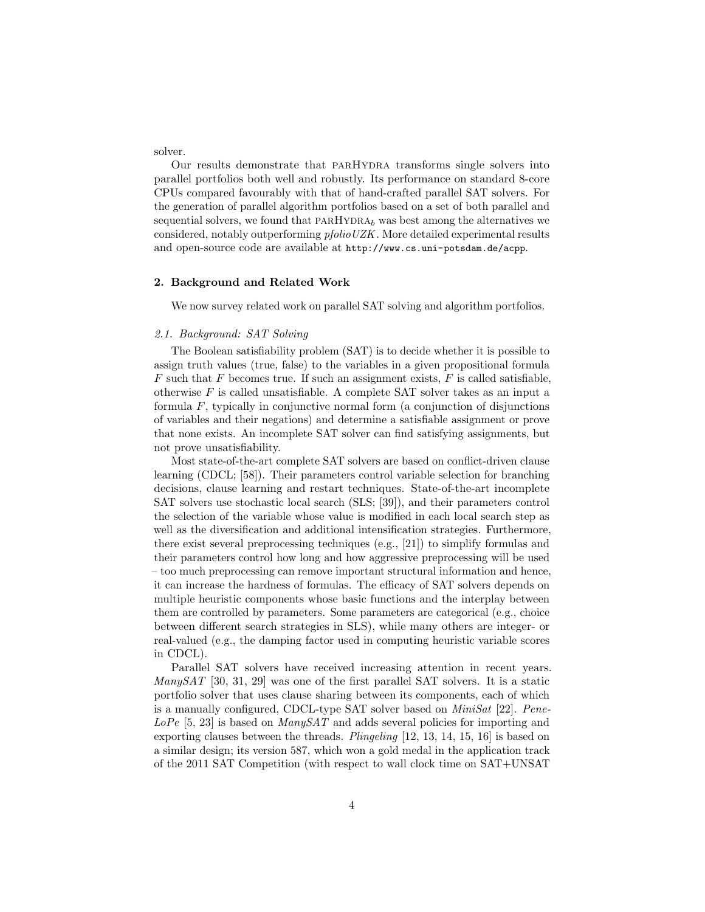solver.

Our results demonstrate that PARHYDRA transforms single solvers into parallel portfolios both well and robustly. Its performance on standard 8-core CPUs compared favourably with that of hand-crafted parallel SAT solvers. For the generation of parallel algorithm portfolios based on a set of both parallel and sequential solvers, we found that PARHYDRA$_b$ was best among the alternatives we considered, notably outperforming *pfolioUZK*. More detailed experimental results and open-source code are available at `http://www.cs.uni-potsdam.de/acpp`.

## 2. Background and Related Work

We now survey related work on parallel SAT solving and algorithm portfolios.

### *2.1. Background: SAT Solving*

The Boolean satisfiability problem (SAT) is to decide whether it is possible to assign truth values (true, false) to the variables in a given propositional formula $F$ such that $F$ becomes true. If such an assignment exists, $F$ is called satisfiable, otherwise $F$ is called unsatisfiable. A complete SAT solver takes as an input a formula $F$, typically in conjunctive normal form (a conjunction of disjunctions of variables and their negations) and determine a satisfiable assignment or prove that none exists. An incomplete SAT solver can find satisfying assignments, but not prove unsatisfiability.

Most state-of-the-art complete SAT solvers are based on conflict-driven clause learning (CDCL; [58]). Their parameters control variable selection for branching decisions, clause learning and restart techniques. State-of-the-art incomplete SAT solvers use stochastic local search (SLS; [39]), and their parameters control the selection of the variable whose value is modified in each local search step as well as the diversification and additional intensification strategies. Furthermore, there exist several preprocessing techniques (e.g., [21]) to simplify formulas and their parameters control how long and how aggressive preprocessing will be used – too much preprocessing can remove important structural information and hence, it can increase the hardness of formulas. The efficacy of SAT solvers depends on multiple heuristic components whose basic functions and the interplay between them are controlled by parameters. Some parameters are categorical (e.g., choice between different search strategies in SLS), while many others are integer- or real-valued (e.g., the damping factor used in computing heuristic variable scores in CDCL).

Parallel SAT solvers have received increasing attention in recent years. *ManySAT* [30, 31, 29] was one of the first parallel SAT solvers. It is a static portfolio solver that uses clause sharing between its components, each of which is a manually configured, CDCL-type SAT solver based on *MiniSat* [22]. *PeneLoPe* [5, 23] is based on *ManySAT* and adds several policies for importing and exporting clauses between the threads. *Plingeling* [12, 13, 14, 15, 16] is based on a similar design; its version 587, which won a gold medal in the application track of the 2011 SAT Competition (with respect to wall clock time on SAT+UNSAT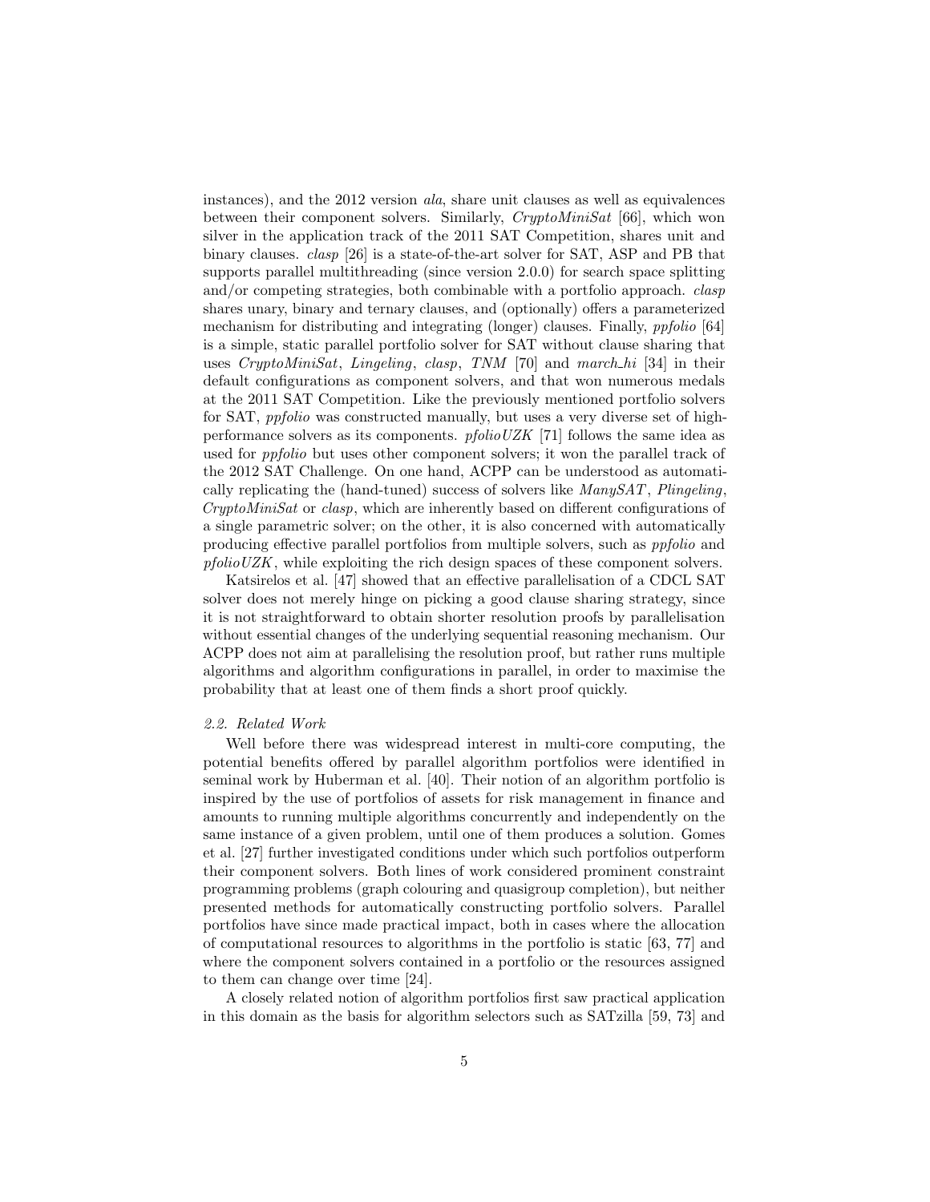instances), and the 2012 version *ala*, share unit clauses as well as equivalences between their component solvers. Similarly, *CryptoMiniSat* [66], which won silver in the application track of the 2011 SAT Competition, shares unit and binary clauses. *clasp* [26] is a state-of-the-art solver for SAT, ASP and PB that supports parallel multithreading (since version 2.0.0) for search space splitting and/or competing strategies, both combinable with a portfolio approach. *clasp* shares unary, binary and ternary clauses, and (optionally) offers a parameterized mechanism for distributing and integrating (longer) clauses. Finally, *ppfolio* [64] is a simple, static parallel portfolio solver for SAT without clause sharing that uses *CryptoMiniSat*, *Lingeling*, *clasp*, *TNM* [70] and *march_hi* [34] in their default configurations as component solvers, and that won numerous medals at the 2011 SAT Competition. Like the previously mentioned portfolio solvers for SAT, *ppfolio* was constructed manually, but uses a very diverse set of high-performance solvers as its components. *pfolioUZK* [71] follows the same idea as used for *ppfolio* but uses other component solvers; it won the parallel track of the 2012 SAT Challenge. On one hand, ACPP can be understood as automatically replicating the (hand-tuned) success of solvers like *ManySAT*, *Plingeling*, *CryptoMiniSat* or *clasp*, which are inherently based on different configurations of a single parametric solver; on the other, it is also concerned with automatically producing effective parallel portfolios from multiple solvers, such as *ppfolio* and *pfolioUZK*, while exploiting the rich design spaces of these component solvers.

Katsirelos et al. [47] showed that an effective parallelisation of a CDCL SAT solver does not merely hinge on picking a good clause sharing strategy, since it is not straightforward to obtain shorter resolution proofs by parallelisation without essential changes of the underlying sequential reasoning mechanism. Our ACPP does not aim at parallelising the resolution proof, but rather runs multiple algorithms and algorithm configurations in parallel, in order to maximise the probability that at least one of them finds a short proof quickly.

### 2.2. Related Work

Well before there was widespread interest in multi-core computing, the potential benefits offered by parallel algorithm portfolios were identified in seminal work by Huberman et al. [40]. Their notion of an algorithm portfolio is inspired by the use of portfolios of assets for risk management in finance and amounts to running multiple algorithms concurrently and independently on the same instance of a given problem, until one of them produces a solution. Gomes et al. [27] further investigated conditions under which such portfolios outperform their component solvers. Both lines of work considered prominent constraint programming problems (graph colouring and quasigroup completion), but neither presented methods for automatically constructing portfolio solvers. Parallel portfolios have since made practical impact, both in cases where the allocation of computational resources to algorithms in the portfolio is static [63, 77] and where the component solvers contained in a portfolio or the resources assigned to them can change over time [24].

A closely related notion of algorithm portfolios first saw practical application in this domain as the basis for algorithm selectors such as SATzilla [59, 73] and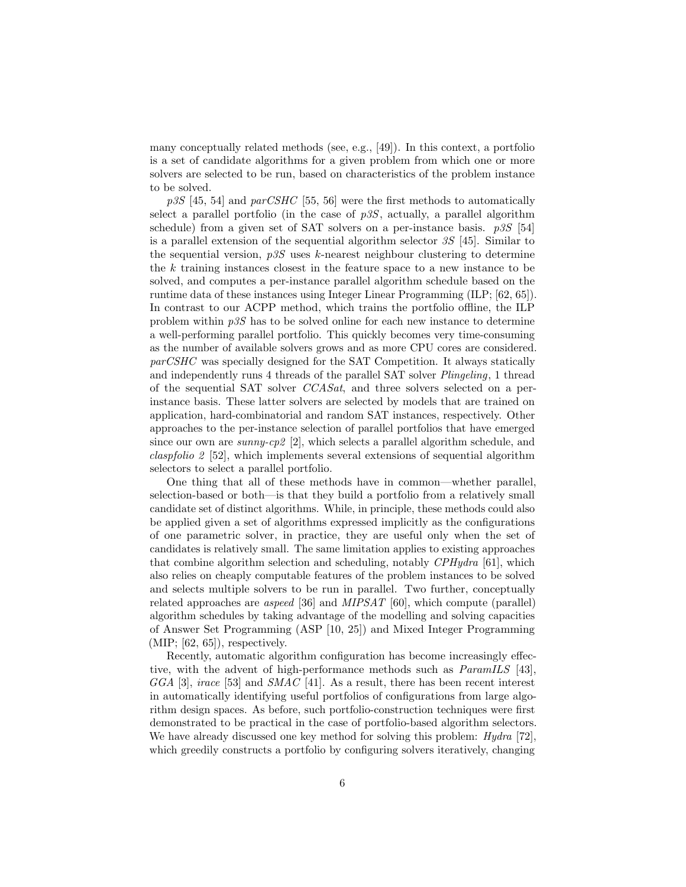many conceptually related methods (see, e.g., [49]). In this context, a portfolio is a set of candidate algorithms for a given problem from which one or more solvers are selected to be run, based on characteristics of the problem instance to be solved.

*p3S* [45, 54] and *parCSHC* [55, 56] were the first methods to automatically select a parallel portfolio (in the case of *p3S*, actually, a parallel algorithm schedule) from a given set of SAT solvers on a per-instance basis. *p3S* [54] is a parallel extension of the sequential algorithm selector *3S* [45]. Similar to the sequential version, *p3S* uses $k$-nearest neighbour clustering to determine the $k$ training instances closest in the feature space to a new instance to be solved, and computes a per-instance parallel algorithm schedule based on the runtime data of these instances using Integer Linear Programming (ILP; [62, 65]). In contrast to our ACPP method, which trains the portfolio offline, the ILP problem within *p3S* has to be solved online for each new instance to determine a well-performing parallel portfolio. This quickly becomes very time-consuming as the number of available solvers grows and as more CPU cores are considered. *parCSHC* was specially designed for the SAT Competition. It always statically and independently runs 4 threads of the parallel SAT solver *Plingeling*, 1 thread of the sequential SAT solver *CCASat*, and three solvers selected on a per-instance basis. These latter solvers are selected by models that are trained on application, hard-combinatorial and random SAT instances, respectively. Other approaches to the per-instance selection of parallel portfolios that have emerged since our own are *sunny-cp2* [2], which selects a parallel algorithm schedule, and *claspfolio 2* [52], which implements several extensions of sequential algorithm selectors to select a parallel portfolio.

One thing that all of these methods have in common—whether parallel, selection-based or both—is that they build a portfolio from a relatively small candidate set of distinct algorithms. While, in principle, these methods could also be applied given a set of algorithms expressed implicitly as the configurations of one parametric solver, in practice, they are useful only when the set of candidates is relatively small. The same limitation applies to existing approaches that combine algorithm selection and scheduling, notably *CPHydra* [61], which also relies on cheaply computable features of the problem instances to be solved and selects multiple solvers to be run in parallel. Two further, conceptually related approaches are *aspeed* [36] and *MIPSAT* [60], which compute (parallel) algorithm schedules by taking advantage of the modelling and solving capacities of Answer Set Programming (ASP [10, 25]) and Mixed Integer Programming (MIP; [62, 65]), respectively.

Recently, automatic algorithm configuration has become increasingly effective, with the advent of high-performance methods such as *ParamILS* [43], *GGA* [3], *irace* [53] and *SMAC* [41]. As a result, there has been recent interest in automatically identifying useful portfolios of configurations from large algorithm design spaces. As before, such portfolio-construction techniques were first demonstrated to be practical in the case of portfolio-based algorithm selectors. We have already discussed one key method for solving this problem: *Hydra* [72], which greedily constructs a portfolio by configuring solvers iteratively, changing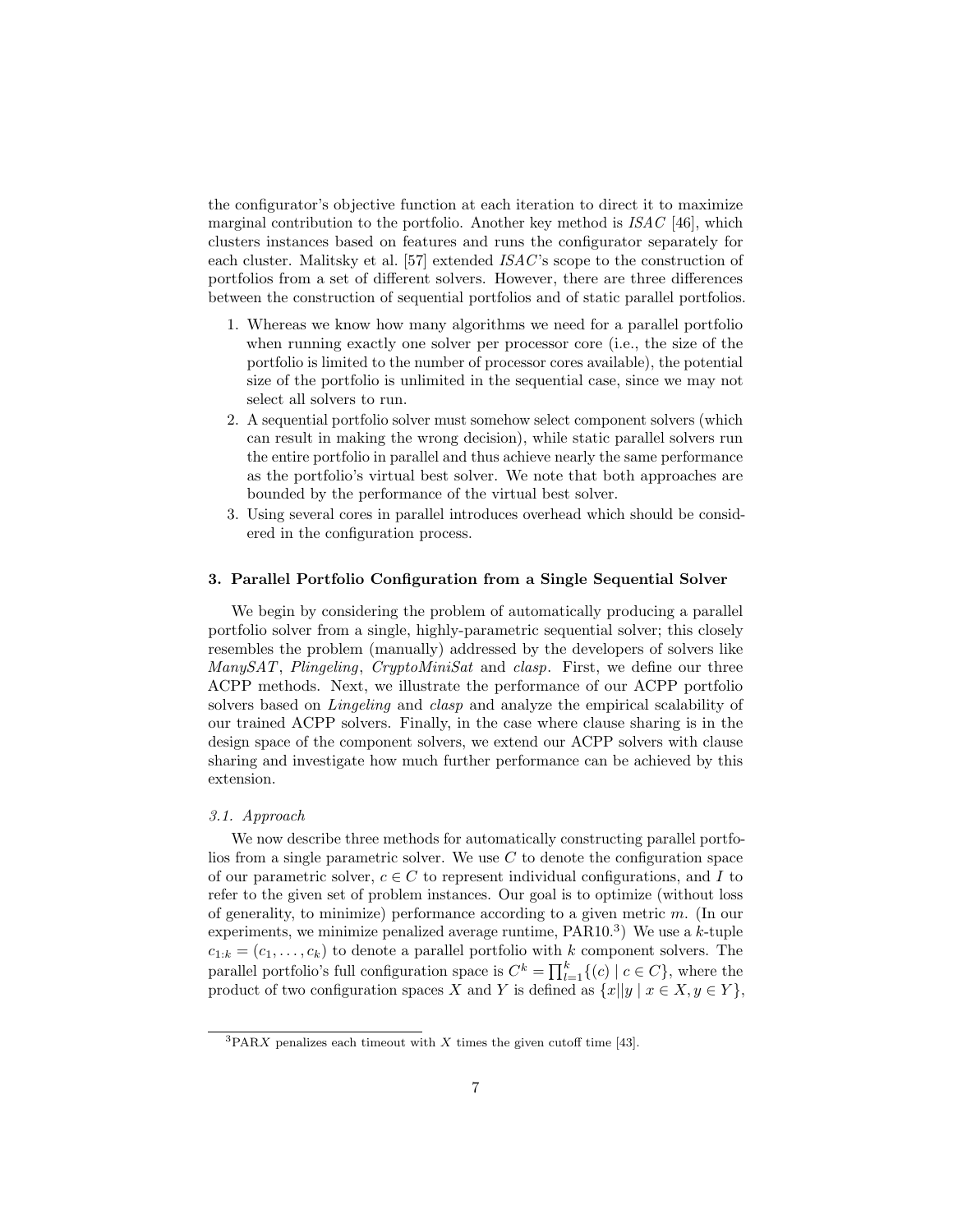the configurator's objective function at each iteration to direct it to maximize marginal contribution to the portfolio. Another key method is *ISAC* [46], which clusters instances based on features and runs the configurator separately for each cluster. Malitsky et al. [57] extended *ISAC*'s scope to the construction of portfolios from a set of different solvers. However, there are three differences between the construction of sequential portfolios and of static parallel portfolios.

1. Whereas we know how many algorithms we need for a parallel portfolio when running exactly one solver per processor core (i.e., the size of the portfolio is limited to the number of processor cores available), the potential size of the portfolio is unlimited in the sequential case, since we may not select all solvers to run.
2. A sequential portfolio solver must somehow select component solvers (which can result in making the wrong decision), while static parallel solvers run the entire portfolio in parallel and thus achieve nearly the same performance as the portfolio's virtual best solver. We note that both approaches are bounded by the performance of the virtual best solver.
3. Using several cores in parallel introduces overhead which should be considered in the configuration process.

### 3. Parallel Portfolio Configuration from a Single Sequential Solver

We begin by considering the problem of automatically producing a parallel portfolio solver from a single, highly-parametric sequential solver; this closely resembles the problem (manually) addressed by the developers of solvers like *ManySAT*, *Plingeling*, *CryptoMiniSat* and *clasp*. First, we define our three ACPP methods. Next, we illustrate the performance of our ACPP portfolio solvers based on *Lingeling* and *clasp* and analyze the empirical scalability of our trained ACPP solvers. Finally, in the case where clause sharing is in the design space of the component solvers, we extend our ACPP solvers with clause sharing and investigate how much further performance can be achieved by this extension.

#### *3.1. Approach*

We now describe three methods for automatically constructing parallel portfolios from a single parametric solver. We use $C$ to denote the configuration space of our parametric solver, $c \in C$ to represent individual configurations, and $I$ to refer to the given set of problem instances. Our goal is to optimize (without loss of generality, to minimize) performance according to a given metric $m$. (In our experiments, we minimize penalized average runtime, PAR10.[3]) We use a $k$-tuple $c_{1:k} = (c_1, \ldots, c_k)$ to denote a parallel portfolio with $k$ component solvers. The parallel portfolio's full configuration space is $C^k = \prod_{l=1}^{k}\{(c) \mid c \in C\}$, where the product of two configuration spaces $X$ and $Y$ is defined as $\{x||y \mid x \in X, y \in Y\}$,

[3] PAR$X$ penalizes each timeout with $X$ times the given cutoff time [43].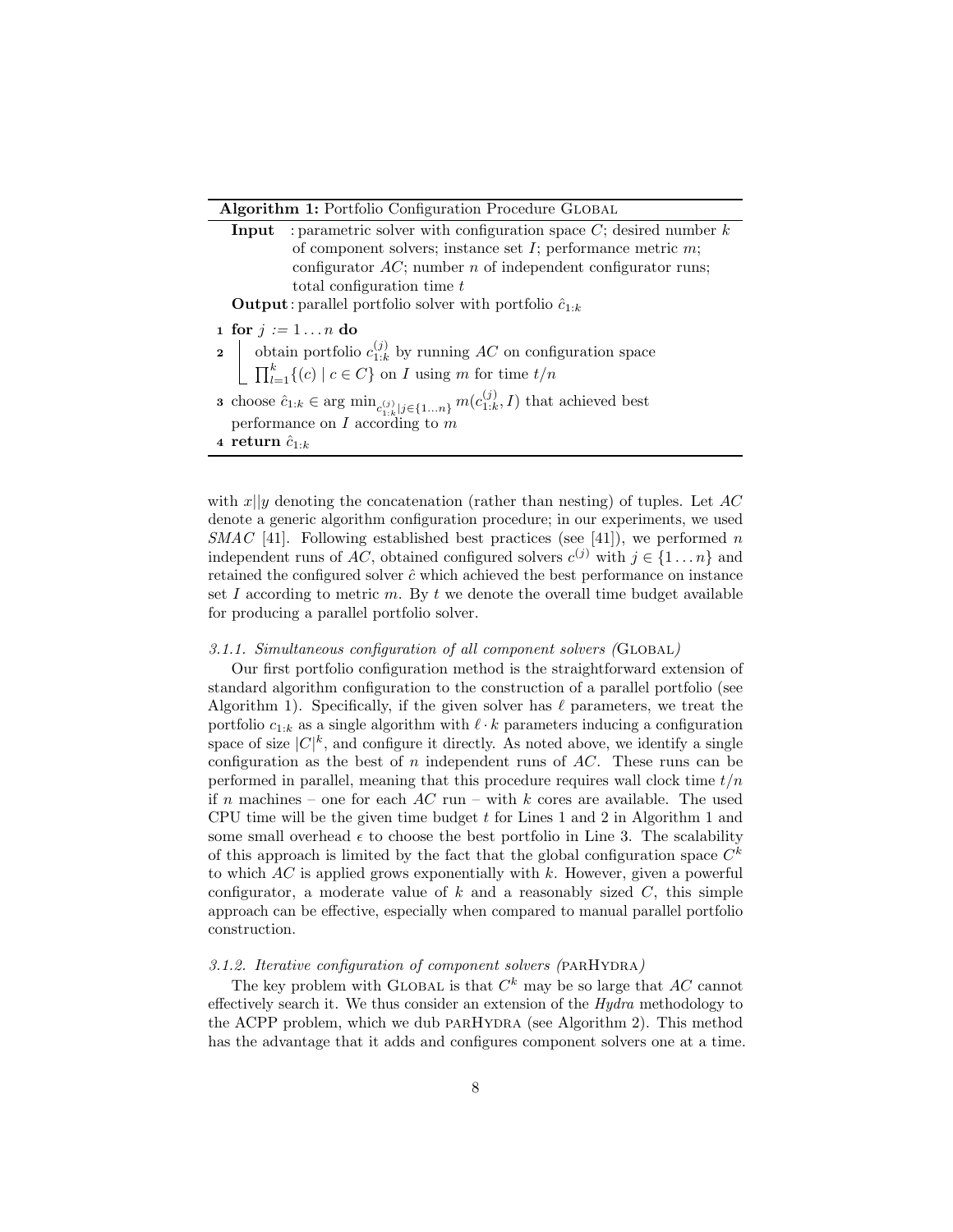**Algorithm 1:** Portfolio Configuration Procedure GLOBAL

**Input** : parametric solver with configuration space $C$; desired number $k$ of component solvers; instance set $I$; performance metric $m$; configurator $AC$; number $n$ of independent configurator runs; total configuration time $t$

**Output**: parallel portfolio solver with portfolio $\hat{c}_{1:k}$

```
1 for j := 1 ... n do
2     obtain portfolio c^(j)_{1:k} by running AC on configuration space
      ∏_{l=1}^{k} {(c) | c ∈ C} on I using m for time t/n
3 choose ĉ_{1:k} ∈ arg min_{c^(j)_{1:k} | j∈{1...n}} m(c^(j)_{1:k}, I) that achieved best
  performance on I according to m
4 return ĉ_{1:k}
```

1. **for** $j := 1 \ldots n$ **do**
2. obtain portfolio $c^{(j)}_{1:k}$ by running $AC$ on configuration space $\prod_{l=1}^{k}\{(c) \mid c \in C\}$ on $I$ using $m$ for time $t/n$
3. choose $\hat{c}_{1:k} \in \arg\min_{c^{(j)}_{1:k} | j \in \{1 \ldots n\}} m(c^{(j)}_{1:k}, I)$ that achieved best performance on $I$ according to $m$
4. **return** $\hat{c}_{1:k}$

with $x||y$ denoting the concatenation (rather than nesting) of tuples. Let $AC$ denote a generic algorithm configuration procedure; in our experiments, we used *SMAC* [41]. Following established best practices (see [41]), we performed $n$ independent runs of $AC$, obtained configured solvers $c^{(j)}$ with $j \in \{1 \ldots n\}$ and retained the configured solver $\hat{c}$ which achieved the best performance on instance set $I$ according to metric $m$. By $t$ we denote the overall time budget available for producing a parallel portfolio solver.

### 3.1.1. Simultaneous configuration of all component solvers (GLOBAL)

Our first portfolio configuration method is the straightforward extension of standard algorithm configuration to the construction of a parallel portfolio (see Algorithm 1). Specifically, if the given solver has $\ell$ parameters, we treat the portfolio $c_{1:k}$ as a single algorithm with $\ell \cdot k$ parameters inducing a configuration space of size $|C|^k$, and configure it directly. As noted above, we identify a single configuration as the best of $n$ independent runs of $AC$. These runs can be performed in parallel, meaning that this procedure requires wall clock time $t/n$ if $n$ machines – one for each $AC$ run – with $k$ cores are available. The used CPU time will be the given time budget $t$ for Lines 1 and 2 in Algorithm 1 and some small overhead $\epsilon$ to choose the best portfolio in Line 3. The scalability of this approach is limited by the fact that the global configuration space $C^k$ to which $AC$ is applied grows exponentially with $k$. However, given a powerful configurator, a moderate value of $k$ and a reasonably sized $C$, this simple approach can be effective, especially when compared to manual parallel portfolio construction.

### 3.1.2. Iterative configuration of component solvers (PARHYDRA)

The key problem with GLOBAL is that $C^k$ may be so large that $AC$ cannot effectively search it. We thus consider an extension of the *Hydra* methodology to the ACPP problem, which we dub PARHYDRA (see Algorithm 2). This method has the advantage that it adds and configures component solvers one at a time.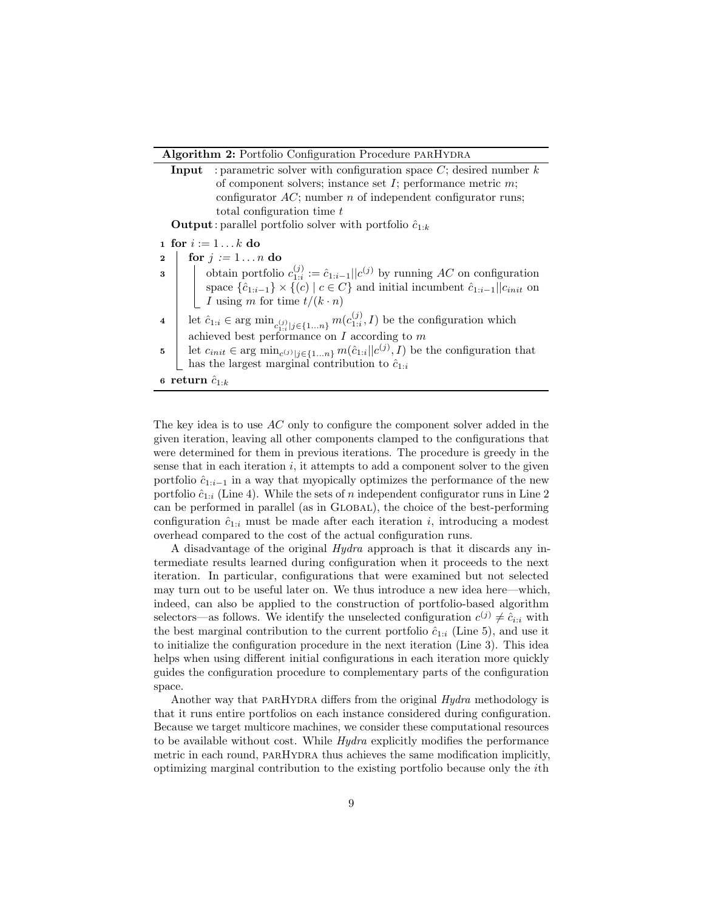**Algorithm 2:** Portfolio Configuration Procedure parHydra

**Input** : parametric solver with configuration space $C$; desired number $k$ of component solvers; instance set $I$; performance metric $m$; configurator $AC$; number $n$ of independent configurator runs; total configuration time $t$

**Output**: parallel portfolio solver with portfolio $\hat{c}_{1:k}$

```
1 for i := 1...k do
2   for j := 1...n do
3     obtain portfolio c^(j)_{1:i} := ĉ_{1:i-1}||c^(j) by running AC on configuration
      space {ĉ_{1:i-1}} × {(c) | c ∈ C} and initial incumbent ĉ_{1:i-1}||c_init on
      I using m for time t/(k·n)
4   let ĉ_{1:i} ∈ arg min_{c^(j)_{1:i}|j∈{1...n}} m(c^(j)_{1:i}, I) be the configuration which
    achieved best performance on I according to m
5   let c_init ∈ arg min_{c^(j)|j∈{1...n}} m(ĉ_{1:i}||c^(j), I) be the configuration that
    has the largest marginal contribution to ĉ_{1:i}
6 return ĉ_{1:k}
```

The key idea is to use $AC$ only to configure the component solver added in the given iteration, leaving all other components clamped to the configurations that were determined for them in previous iterations. The procedure is greedy in the sense that in each iteration $i$, it attempts to add a component solver to the given portfolio $\hat{c}_{1:i-1}$ in a way that myopically optimizes the performance of the new portfolio $\hat{c}_{1:i}$ (Line 4). While the sets of $n$ independent configurator runs in Line 2 can be performed in parallel (as in Global), the choice of the best-performing configuration $\hat{c}_{1:i}$ must be made after each iteration $i$, introducing a modest overhead compared to the cost of the actual configuration runs.

A disadvantage of the original *Hydra* approach is that it discards any intermediate results learned during configuration when it proceeds to the next iteration. In particular, configurations that were examined but not selected may turn out to be useful later on. We thus introduce a new idea here—which, indeed, can also be applied to the construction of portfolio-based algorithm selectors—as follows. We identify the unselected configuration $c^{(j)} \neq \hat{c}_{i:i}$ with the best marginal contribution to the current portfolio $\hat{c}_{1:i}$ (Line 5), and use it to initialize the configuration procedure in the next iteration (Line 3). This idea helps when using different initial configurations in each iteration more quickly guides the configuration procedure to complementary parts of the configuration space.

Another way that parHydra differs from the original *Hydra* methodology is that it runs entire portfolios on each instance considered during configuration. Because we target multicore machines, we consider these computational resources to be available without cost. While *Hydra* explicitly modifies the performance metric in each round, parHydra thus achieves the same modification implicitly, optimizing marginal contribution to the existing portfolio because only the $i$th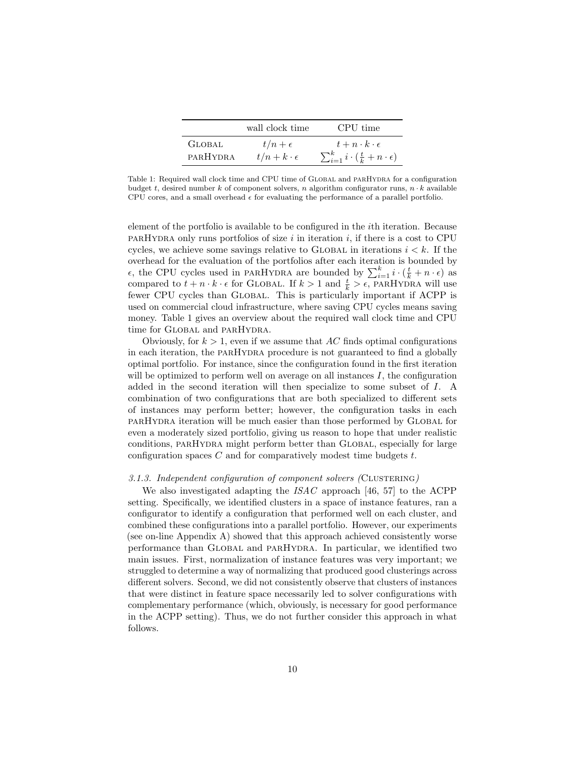|  | wall clock time | CPU time |
|---|---|---|
| Global | $t/n + \epsilon$ | $t + n \cdot k \cdot \epsilon$ |
| parHydra | $t/n + k \cdot \epsilon$ | $\sum_{i=1}^{k} i \cdot (\frac{t}{k} + n \cdot \epsilon)$ |

Table 1: Required wall clock time and CPU time of Global and parHydra for a configuration budget $t$, desired number $k$ of component solvers, $n$ algorithm configurator runs, $n \cdot k$ available CPU cores, and a small overhead $\epsilon$ for evaluating the performance of a parallel portfolio.

element of the portfolio is available to be configured in the $i$th iteration. Because parHydra only runs portfolios of size $i$ in iteration $i$, if there is a cost to CPU cycles, we achieve some savings relative to Global in iterations $i < k$. If the overhead for the evaluation of the portfolios after each iteration is bounded by $\epsilon$, the CPU cycles used in parHydra are bounded by $\sum_{i=1}^{k} i \cdot (\frac{t}{k} + n \cdot \epsilon)$ as compared to $t + n \cdot k \cdot \epsilon$ for Global. If $k > 1$ and $\frac{t}{k} > \epsilon$, parHydra will use fewer CPU cycles than Global. This is particularly important if ACPP is used on commercial cloud infrastructure, where saving CPU cycles means saving money. Table 1 gives an overview about the required wall clock time and CPU time for Global and parHydra.

Obviously, for $k > 1$, even if we assume that $AC$ finds optimal configurations in each iteration, the parHydra procedure is not guaranteed to find a globally optimal portfolio. For instance, since the configuration found in the first iteration will be optimized to perform well on average on all instances $I$, the configuration added in the second iteration will then specialize to some subset of $I$. A combination of two configurations that are both specialized to different sets of instances may perform better; however, the configuration tasks in each parHydra iteration will be much easier than those performed by Global for even a moderately sized portfolio, giving us reason to hope that under realistic conditions, parHydra might perform better than Global, especially for large configuration spaces $C$ and for comparatively modest time budgets $t$.

### *3.1.3. Independent configuration of component solvers (Clustering)*

We also investigated adapting the *ISAC* approach [46, 57] to the ACPP setting. Specifically, we identified clusters in a space of instance features, ran a configurator to identify a configuration that performed well on each cluster, and combined these configurations into a parallel portfolio. However, our experiments (see on-line Appendix A) showed that this approach achieved consistently worse performance than Global and parHydra. In particular, we identified two main issues. First, normalization of instance features was very important; we struggled to determine a way of normalizing that produced good clusterings across different solvers. Second, we did not consistently observe that clusters of instances that were distinct in feature space necessarily led to solver configurations with complementary performance (which, obviously, is necessary for good performance in the ACPP setting). Thus, we do not further consider this approach in what follows.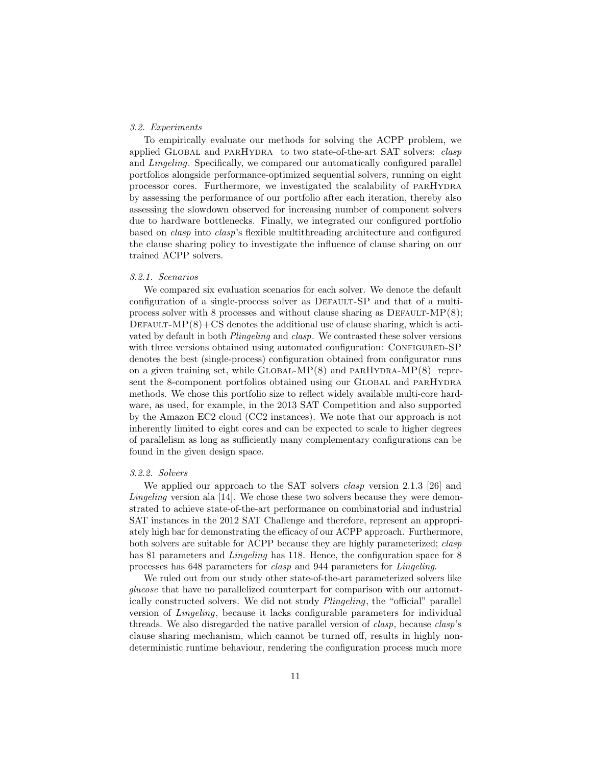### *3.2. Experiments*

To empirically evaluate our methods for solving the ACPP problem, we applied Global and parHydra to two state-of-the-art SAT solvers: *clasp* and *Lingeling*. Specifically, we compared our automatically configured parallel portfolios alongside performance-optimized sequential solvers, running on eight processor cores. Furthermore, we investigated the scalability of parHydra by assessing the performance of our portfolio after each iteration, thereby also assessing the slowdown observed for increasing number of component solvers due to hardware bottlenecks. Finally, we integrated our configured portfolio based on *clasp* into *clasp*'s flexible multithreading architecture and configured the clause sharing policy to investigate the influence of clause sharing on our trained ACPP solvers.

#### *3.2.1. Scenarios*

We compared six evaluation scenarios for each solver. We denote the default configuration of a single-process solver as Default-SP and that of a multi-process solver with 8 processes and without clause sharing as Default-MP(8); Default-MP(8)+CS denotes the additional use of clause sharing, which is activated by default in both *Plingeling* and *clasp*. We contrasted these solver versions with three versions obtained using automated configuration: Configured-SP denotes the best (single-process) configuration obtained from configurator runs on a given training set, while Global-MP(8) and parHydra-MP(8) represent the 8-component portfolios obtained using our Global and parHydra methods. We chose this portfolio size to reflect widely available multi-core hardware, as used, for example, in the 2013 SAT Competition and also supported by the Amazon EC2 cloud (CC2 instances). We note that our approach is not inherently limited to eight cores and can be expected to scale to higher degrees of parallelism as long as sufficiently many complementary configurations can be found in the given design space.

#### *3.2.2. Solvers*

We applied our approach to the SAT solvers *clasp* version 2.1.3 [26] and *Lingeling* version ala [14]. We chose these two solvers because they were demonstrated to achieve state-of-the-art performance on combinatorial and industrial SAT instances in the 2012 SAT Challenge and therefore, represent an appropriately high bar for demonstrating the efficacy of our ACPP approach. Furthermore, both solvers are suitable for ACPP because they are highly parameterized; *clasp* has 81 parameters and *Lingeling* has 118. Hence, the configuration space for 8 processes has 648 parameters for *clasp* and 944 parameters for *Lingeling*.

We ruled out from our study other state-of-the-art parameterized solvers like *glucose* that have no parallelized counterpart for comparison with our automatically constructed solvers. We did not study *Plingeling*, the "official" parallel version of *Lingeling*, because it lacks configurable parameters for individual threads. We also disregarded the native parallel version of *clasp*, because *clasp*'s clause sharing mechanism, which cannot be turned off, results in highly nondeterministic runtime behaviour, rendering the configuration process much more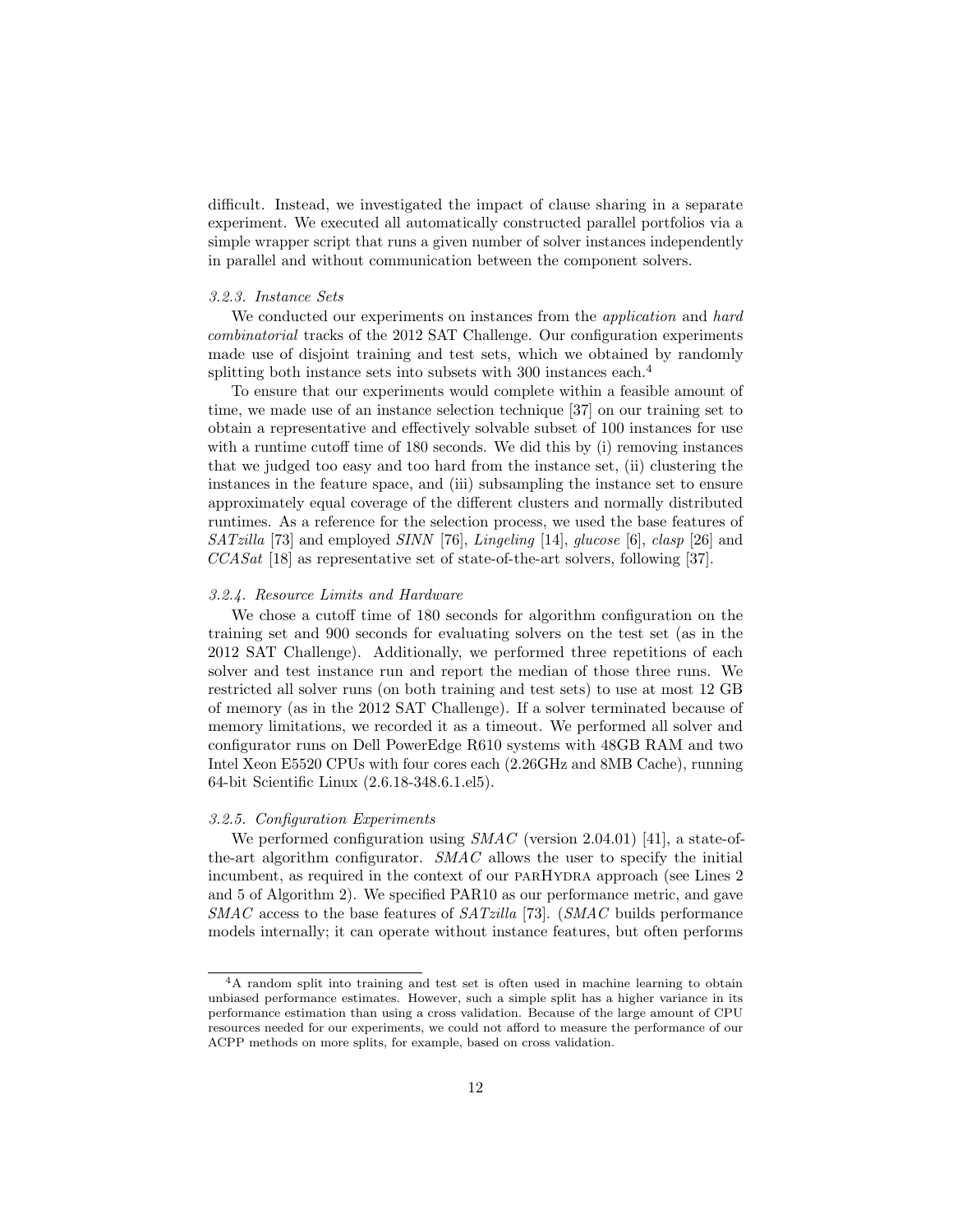difficult. Instead, we investigated the impact of clause sharing in a separate experiment. We executed all automatically constructed parallel portfolios via a simple wrapper script that runs a given number of solver instances independently in parallel and without communication between the component solvers.

#### *3.2.3. Instance Sets*

We conducted our experiments on instances from the *application* and *hard combinatorial* tracks of the 2012 SAT Challenge. Our configuration experiments made use of disjoint training and test sets, which we obtained by randomly splitting both instance sets into subsets with 300 instances each.[4]

To ensure that our experiments would complete within a feasible amount of time, we made use of an instance selection technique [37] on our training set to obtain a representative and effectively solvable subset of 100 instances for use with a runtime cutoff time of 180 seconds. We did this by (i) removing instances that we judged too easy and too hard from the instance set, (ii) clustering the instances in the feature space, and (iii) subsampling the instance set to ensure approximately equal coverage of the different clusters and normally distributed runtimes. As a reference for the selection process, we used the base features of *SATzilla* [73] and employed *SINN* [76], *Lingeling* [14], *glucose* [6], *clasp* [26] and *CCASat* [18] as representative set of state-of-the-art solvers, following [37].

#### *3.2.4. Resource Limits and Hardware*

We chose a cutoff time of 180 seconds for algorithm configuration on the training set and 900 seconds for evaluating solvers on the test set (as in the 2012 SAT Challenge). Additionally, we performed three repetitions of each solver and test instance run and report the median of those three runs. We restricted all solver runs (on both training and test sets) to use at most 12 GB of memory (as in the 2012 SAT Challenge). If a solver terminated because of memory limitations, we recorded it as a timeout. We performed all solver and configurator runs on Dell PowerEdge R610 systems with 48GB RAM and two Intel Xeon E5520 CPUs with four cores each (2.26GHz and 8MB Cache), running 64-bit Scientific Linux (2.6.18-348.6.1.el5).

#### *3.2.5. Configuration Experiments*

We performed configuration using *SMAC* (version 2.04.01) [41], a state-of-the-art algorithm configurator. *SMAC* allows the user to specify the initial incumbent, as required in the context of our parHydra approach (see Lines 2 and 5 of Algorithm 2). We specified PAR10 as our performance metric, and gave *SMAC* access to the base features of *SATzilla* [73]. (*SMAC* builds performance models internally; it can operate without instance features, but often performs

---

[4] A random split into training and test set is often used in machine learning to obtain unbiased performance estimates. However, such a simple split has a higher variance in its performance estimation than using a cross validation. Because of the large amount of CPU resources needed for our experiments, we could not afford to measure the performance of our ACPP methods on more splits, for example, based on cross validation.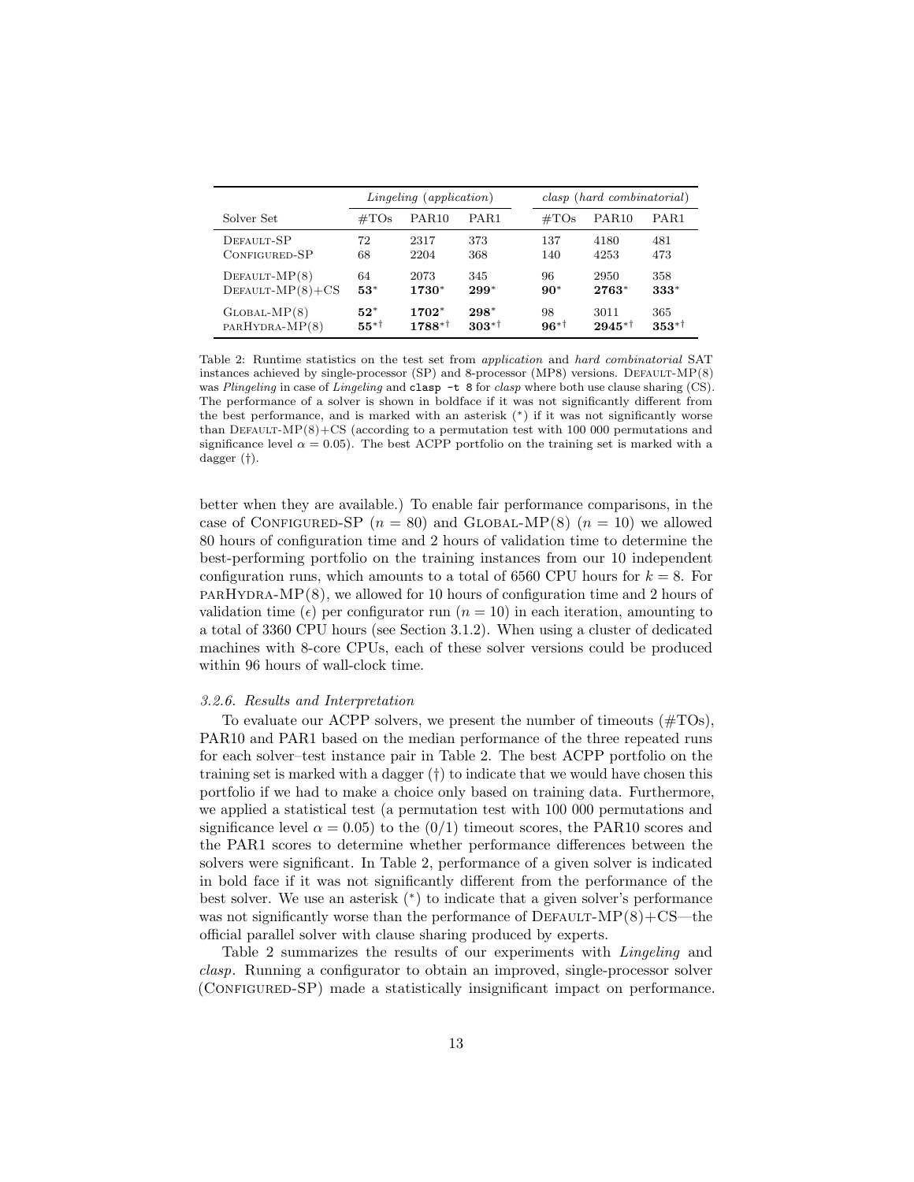| | *Lingeling* (*application*) | | | *clasp* (*hard combinatorial*) | | |
|---|---|---|---|---|---|---|
| Solver Set | #TOs | PAR10 | PAR1 | #TOs | PAR10 | PAR1 |
| DEFAULT-SP | 72 | 2317 | 373 | 137 | 4180 | 481 |
| CONFIGURED-SP | 68 | 2204 | 368 | 140 | 4253 | 473 |
| DEFAULT-MP(8) | 64 | 2073 | 345 | 96 | 2950 | 358 |
| DEFAULT-MP(8)+CS | **53**\* | **1730**\* | **299**\* | **90**\* | **2763**\* | **333**\* |
| GLOBAL-MP(8) | **52**\* | **1702**\* | **298**\* | 98 | 3011 | 365 |
| PARHYDRA-MP(8) | **55**\*† | **1788**\*† | **303**\*† | **96**\*† | **2945**\*† | **353**\*† |

Table 2: Runtime statistics on the test set from *application* and *hard combinatorial* SAT instances achieved by single-processor (SP) and 8-processor (MP8) versions. DEFAULT-MP(8) was *Plingeling* in case of *Lingeling* and `clasp -t 8` for *clasp* where both use clause sharing (CS). The performance of a solver is shown in boldface if it was not significantly different from the best performance, and is marked with an asterisk (\*) if it was not significantly worse than DEFAULT-MP(8)+CS (according to a permutation test with 100 000 permutations and significance level $\alpha = 0.05$). The best ACPP portfolio on the training set is marked with a dagger (†).

better when they are available.) To enable fair performance comparisons, in the case of CONFIGURED-SP ($n = 80$) and GLOBAL-MP(8) ($n = 10$) we allowed 80 hours of configuration time and 2 hours of validation time to determine the best-performing portfolio on the training instances from our 10 independent configuration runs, which amounts to a total of 6560 CPU hours for $k = 8$. For PARHYDRA-MP(8), we allowed for 10 hours of configuration time and 2 hours of validation time ($\epsilon$) per configurator run ($n = 10$) in each iteration, amounting to a total of 3360 CPU hours (see Section 3.1.2). When using a cluster of dedicated machines with 8-core CPUs, each of these solver versions could be produced within 96 hours of wall-clock time.

*3.2.6. Results and Interpretation*

To evaluate our ACPP solvers, we present the number of timeouts (#TOs), PAR10 and PAR1 based on the median performance of the three repeated runs for each solver–test instance pair in Table 2. The best ACPP portfolio on the training set is marked with a dagger (†) to indicate that we would have chosen this portfolio if we had to make a choice only based on training data. Furthermore, we applied a statistical test (a permutation test with 100 000 permutations and significance level $\alpha = 0.05$) to the (0/1) timeout scores, the PAR10 scores and the PAR1 scores to determine whether performance differences between the solvers were significant. In Table 2, performance of a given solver is indicated in bold face if it was not significantly different from the performance of the best solver. We use an asterisk (\*) to indicate that a given solver's performance was not significantly worse than the performance of DEFAULT-MP(8)+CS—the official parallel solver with clause sharing produced by experts.

Table 2 summarizes the results of our experiments with *Lingeling* and *clasp*. Running a configurator to obtain an improved, single-processor solver (CONFIGURED-SP) made a statistically insignificant impact on performance.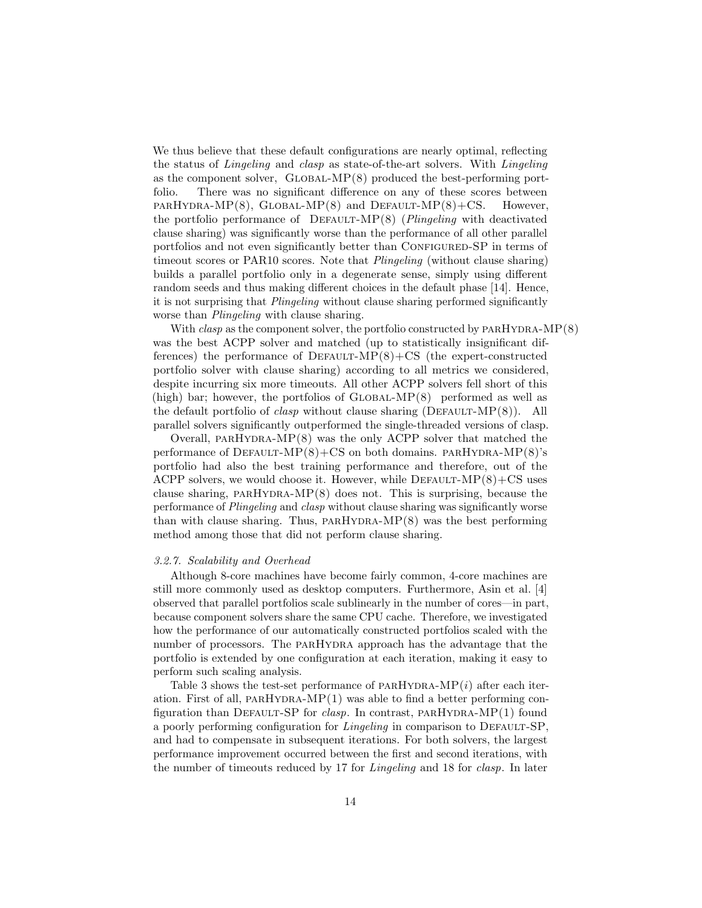We thus believe that these default configurations are nearly optimal, reflecting the status of *Lingeling* and *clasp* as state-of-the-art solvers. With *Lingeling* as the component solver, GLOBAL-MP(8) produced the best-performing portfolio. There was no significant difference on any of these scores between PARHYDRA-MP(8), GLOBAL-MP(8) and DEFAULT-MP(8)+CS. However, the portfolio performance of DEFAULT-MP(8) (*Plingeling* with deactivated clause sharing) was significantly worse than the performance of all other parallel portfolios and not even significantly better than CONFIGURED-SP in terms of timeout scores or PAR10 scores. Note that *Plingeling* (without clause sharing) builds a parallel portfolio only in a degenerate sense, simply using different random seeds and thus making different choices in the default phase [14]. Hence, it is not surprising that *Plingeling* without clause sharing performed significantly worse than *Plingeling* with clause sharing.

With *clasp* as the component solver, the portfolio constructed by PARHYDRA-MP(8) was the best ACPP solver and matched (up to statistically insignificant differences) the performance of DEFAULT-MP(8)+CS (the expert-constructed portfolio solver with clause sharing) according to all metrics we considered, despite incurring six more timeouts. All other ACPP solvers fell short of this (high) bar; however, the portfolios of GLOBAL-MP(8) performed as well as the default portfolio of *clasp* without clause sharing (DEFAULT-MP(8)). All parallel solvers significantly outperformed the single-threaded versions of clasp.

Overall, PARHYDRA-MP(8) was the only ACPP solver that matched the performance of DEFAULT-MP(8)+CS on both domains. PARHYDRA-MP(8)'s portfolio had also the best training performance and therefore, out of the ACPP solvers, we would choose it. However, while DEFAULT-MP(8)+CS uses clause sharing, PARHYDRA-MP(8) does not. This is surprising, because the performance of *Plingeling* and *clasp* without clause sharing was significantly worse than with clause sharing. Thus, PARHYDRA-MP(8) was the best performing method among those that did not perform clause sharing.

#### *3.2.7. Scalability and Overhead*

Although 8-core machines have become fairly common, 4-core machines are still more commonly used as desktop computers. Furthermore, Asin et al. [4] observed that parallel portfolios scale sublinearly in the number of cores—in part, because component solvers share the same CPU cache. Therefore, we investigated how the performance of our automatically constructed portfolios scaled with the number of processors. The PARHYDRA approach has the advantage that the portfolio is extended by one configuration at each iteration, making it easy to perform such scaling analysis.

Table 3 shows the test-set performance of PARHYDRA-MP($i$) after each iteration. First of all, PARHYDRA-MP(1) was able to find a better performing configuration than DEFAULT-SP for *clasp*. In contrast, PARHYDRA-MP(1) found a poorly performing configuration for *Lingeling* in comparison to DEFAULT-SP, and had to compensate in subsequent iterations. For both solvers, the largest performance improvement occurred between the first and second iterations, with the number of timeouts reduced by 17 for *Lingeling* and 18 for *clasp*. In later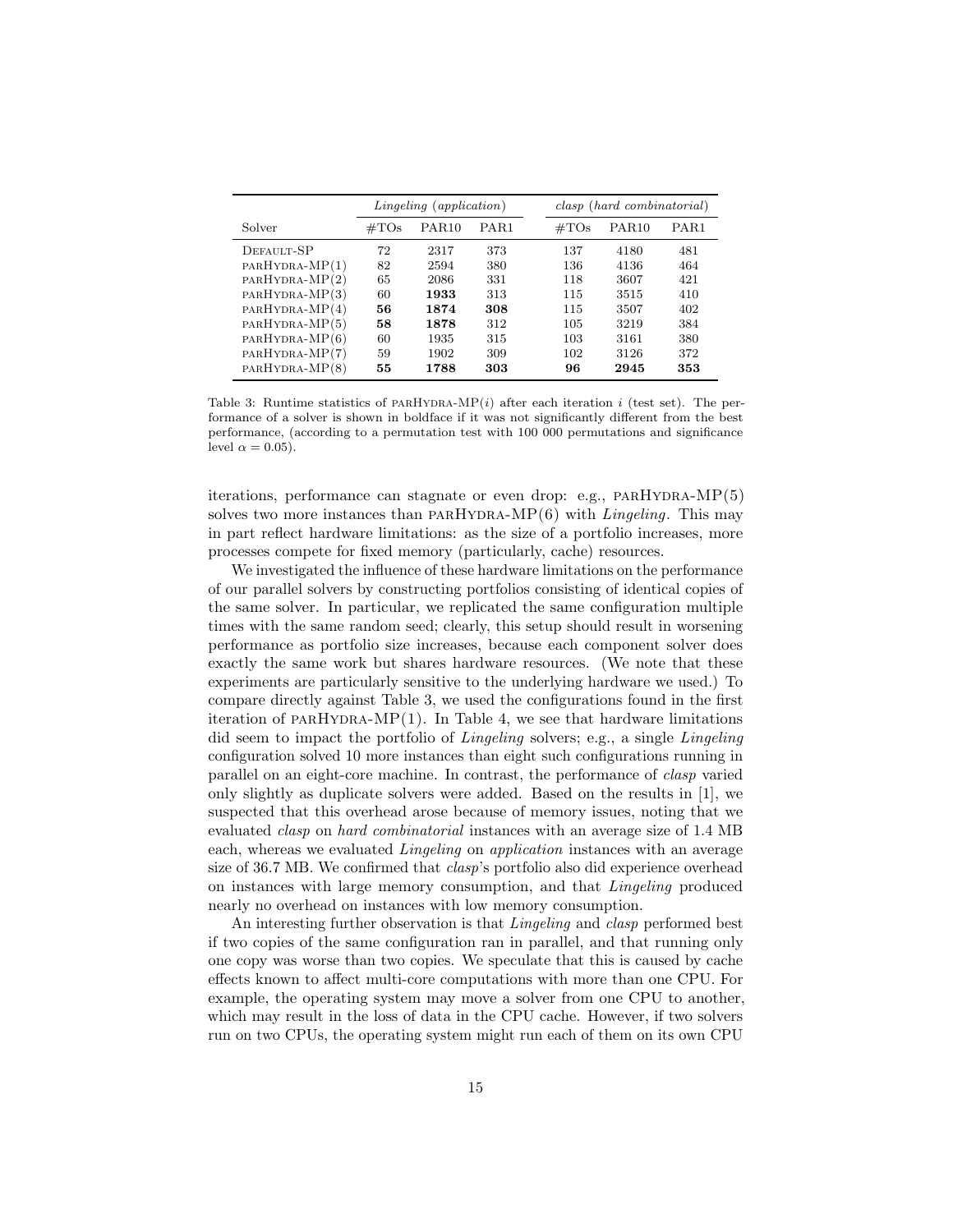| | *Lingeling (application)* | | | *clasp (hard combinatorial)* | | |
|---|---|---|---|---|---|---|
| Solver | #TOs | PAR10 | PAR1 | #TOs | PAR10 | PAR1 |
| DEFAULT-SP | 72 | 2317 | 373 | 137 | 4180 | 481 |
| PARHYDRA-MP(1) | 82 | 2594 | 380 | 136 | 4136 | 464 |
| PARHYDRA-MP(2) | 65 | 2086 | 331 | 118 | 3607 | 421 |
| PARHYDRA-MP(3) | 60 | **1933** | 313 | 115 | 3515 | 410 |
| PARHYDRA-MP(4) | **56** | **1874** | **308** | 115 | 3507 | 402 |
| PARHYDRA-MP(5) | **58** | **1878** | 312 | 105 | 3219 | 384 |
| PARHYDRA-MP(6) | 60 | 1935 | 315 | 103 | 3161 | 380 |
| PARHYDRA-MP(7) | 59 | 1902 | 309 | 102 | 3126 | 372 |
| PARHYDRA-MP(8) | **55** | **1788** | **303** | **96** | **2945** | **353** |

Table 3: Runtime statistics of PARHYDRA-MP($i$) after each iteration $i$ (test set). The performance of a solver is shown in boldface if it was not significantly different from the best performance, (according to a permutation test with 100 000 permutations and significance level $\alpha = 0.05$).

iterations, performance can stagnate or even drop: e.g., PARHYDRA-MP(5) solves two more instances than PARHYDRA-MP(6) with *Lingeling*. This may in part reflect hardware limitations: as the size of a portfolio increases, more processes compete for fixed memory (particularly, cache) resources.

We investigated the influence of these hardware limitations on the performance of our parallel solvers by constructing portfolios consisting of identical copies of the same solver. In particular, we replicated the same configuration multiple times with the same random seed; clearly, this setup should result in worsening performance as portfolio size increases, because each component solver does exactly the same work but shares hardware resources. (We note that these experiments are particularly sensitive to the underlying hardware we used.) To compare directly against Table 3, we used the configurations found in the first iteration of PARHYDRA-MP(1). In Table 4, we see that hardware limitations did seem to impact the portfolio of *Lingeling* solvers; e.g., a single *Lingeling* configuration solved 10 more instances than eight such configurations running in parallel on an eight-core machine. In contrast, the performance of *clasp* varied only slightly as duplicate solvers were added. Based on the results in [1], we suspected that this overhead arose because of memory issues, noting that we evaluated *clasp* on *hard combinatorial* instances with an average size of 1.4 MB each, whereas we evaluated *Lingeling* on *application* instances with an average size of 36.7 MB. We confirmed that *clasp*'s portfolio also did experience overhead on instances with large memory consumption, and that *Lingeling* produced nearly no overhead on instances with low memory consumption.

An interesting further observation is that *Lingeling* and *clasp* performed best if two copies of the same configuration ran in parallel, and that running only one copy was worse than two copies. We speculate that this is caused by cache effects known to affect multi-core computations with more than one CPU. For example, the operating system may move a solver from one CPU to another, which may result in the loss of data in the CPU cache. However, if two solvers run on two CPUs, the operating system might run each of them on its own CPU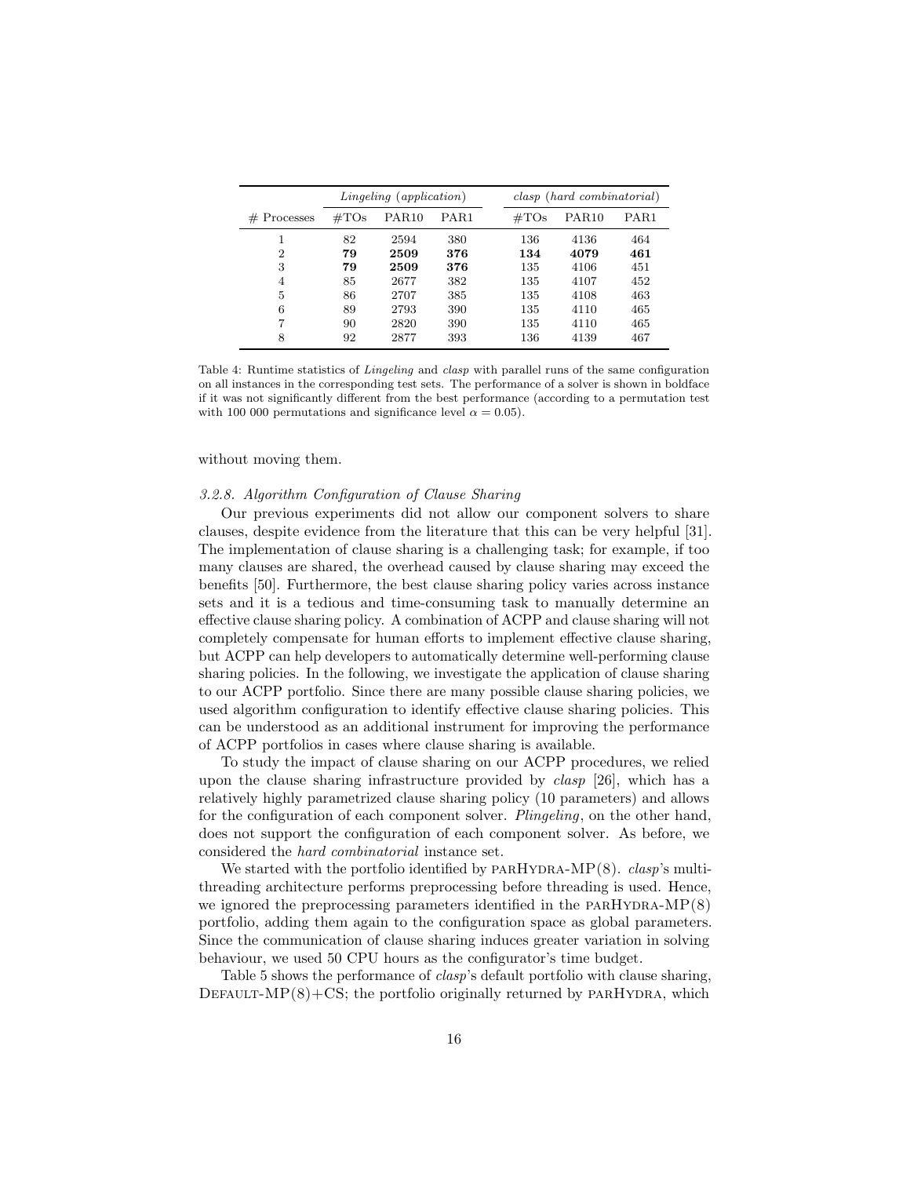| # Processes | *Lingeling* (*application*) | | | *clasp* (*hard combinatorial*) | | |
|---|---|---|---|---|---|---|
| | #TOs | PAR10 | PAR1 | #TOs | PAR10 | PAR1 |
| 1 | 82 | 2594 | 380 | 136 | 4136 | 464 |
| 2 | **79** | **2509** | **376** | **134** | **4079** | **461** |
| 3 | **79** | **2509** | **376** | 135 | 4106 | 451 |
| 4 | 85 | 2677 | 382 | 135 | 4107 | 452 |
| 5 | 86 | 2707 | 385 | 135 | 4108 | 463 |
| 6 | 89 | 2793 | 390 | 135 | 4110 | 465 |
| 7 | 90 | 2820 | 390 | 135 | 4110 | 465 |
| 8 | 92 | 2877 | 393 | 136 | 4139 | 467 |

Table 4: Runtime statistics of *Lingeling* and *clasp* with parallel runs of the same configuration on all instances in the corresponding test sets. The performance of a solver is shown in boldface if it was not significantly different from the best performance (according to a permutation test with 100 000 permutations and significance level $\alpha = 0.05$).

without moving them.

#### *3.2.8. Algorithm Configuration of Clause Sharing*

Our previous experiments did not allow our component solvers to share clauses, despite evidence from the literature that this can be very helpful [31]. The implementation of clause sharing is a challenging task; for example, if too many clauses are shared, the overhead caused by clause sharing may exceed the benefits [50]. Furthermore, the best clause sharing policy varies across instance sets and it is a tedious and time-consuming task to manually determine an effective clause sharing policy. A combination of ACPP and clause sharing will not completely compensate for human efforts to implement effective clause sharing, but ACPP can help developers to automatically determine well-performing clause sharing policies. In the following, we investigate the application of clause sharing to our ACPP portfolio. Since there are many possible clause sharing policies, we used algorithm configuration to identify effective clause sharing policies. This can be understood as an additional instrument for improving the performance of ACPP portfolios in cases where clause sharing is available.

To study the impact of clause sharing on our ACPP procedures, we relied upon the clause sharing infrastructure provided by *clasp* [26], which has a relatively highly parametrized clause sharing policy (10 parameters) and allows for the configuration of each component solver. *Plingeling*, on the other hand, does not support the configuration of each component solver. As before, we considered the *hard combinatorial* instance set.

We started with the portfolio identified by PARHYDRA-MP(8). *clasp*'s multi-threading architecture performs preprocessing before threading is used. Hence, we ignored the preprocessing parameters identified in the PARHYDRA-MP(8) portfolio, adding them again to the configuration space as global parameters. Since the communication of clause sharing induces greater variation in solving behaviour, we used 50 CPU hours as the configurator's time budget.

Table 5 shows the performance of *clasp*'s default portfolio with clause sharing, DEFAULT-MP(8)+CS; the portfolio originally returned by PARHYDRA, which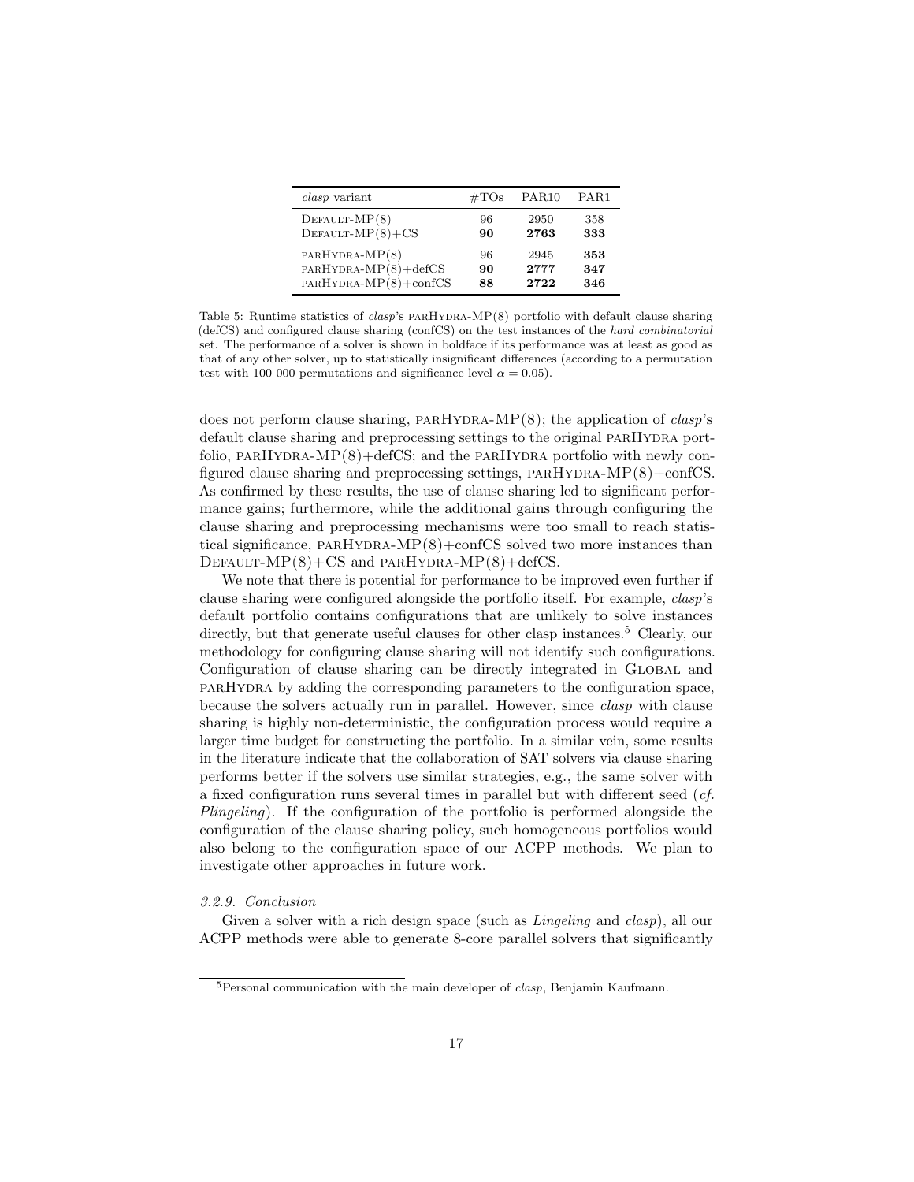| *clasp* variant | #TOs | PAR10 | PAR1 |
| --- | --- | --- | --- |
| Default-MP(8) | 96 | 2950 | 358 |
| Default-MP(8)+CS | **90** | **2763** | **333** |
| parHydra-MP(8) | 96 | 2945 | **353** |
| parHydra-MP(8)+defCS | **90** | **2777** | **347** |
| parHydra-MP(8)+confCS | **88** | **2722** | **346** |

Table 5: Runtime statistics of *clasp*'s parHydra-MP(8) portfolio with default clause sharing (defCS) and configured clause sharing (confCS) on the test instances of the *hard combinatorial* set. The performance of a solver is shown in boldface if its performance was at least as good as that of any other solver, up to statistically insignificant differences (according to a permutation test with 100 000 permutations and significance level $\alpha = 0.05$).

does not perform clause sharing, parHydra-MP(8); the application of *clasp*'s default clause sharing and preprocessing settings to the original parHydra portfolio, parHydra-MP(8)+defCS; and the parHydra portfolio with newly configured clause sharing and preprocessing settings, parHydra-MP(8)+confCS. As confirmed by these results, the use of clause sharing led to significant performance gains; furthermore, while the additional gains through configuring the clause sharing and preprocessing mechanisms were too small to reach statistical significance, parHydra-MP(8)+confCS solved two more instances than Default-MP(8)+CS and parHydra-MP(8)+defCS.

We note that there is potential for performance to be improved even further if clause sharing were configured alongside the portfolio itself. For example, *clasp*'s default portfolio contains configurations that are unlikely to solve instances directly, but that generate useful clauses for other clasp instances.[5] Clearly, our methodology for configuring clause sharing will not identify such configurations. Configuration of clause sharing can be directly integrated in Global and parHydra by adding the corresponding parameters to the configuration space, because the solvers actually run in parallel. However, since *clasp* with clause sharing is highly non-deterministic, the configuration process would require a larger time budget for constructing the portfolio. In a similar vein, some results in the literature indicate that the collaboration of SAT solvers via clause sharing performs better if the solvers use similar strategies, e.g., the same solver with a fixed configuration runs several times in parallel but with different seed (*cf. Plingeling*). If the configuration of the portfolio is performed alongside the configuration of the clause sharing policy, such homogeneous portfolios would also belong to the configuration space of our ACPP methods. We plan to investigate other approaches in future work.

#### *3.2.9. Conclusion*

Given a solver with a rich design space (such as *Lingeling* and *clasp*), all our ACPP methods were able to generate 8-core parallel solvers that significantly

[5] Personal communication with the main developer of *clasp*, Benjamin Kaufmann.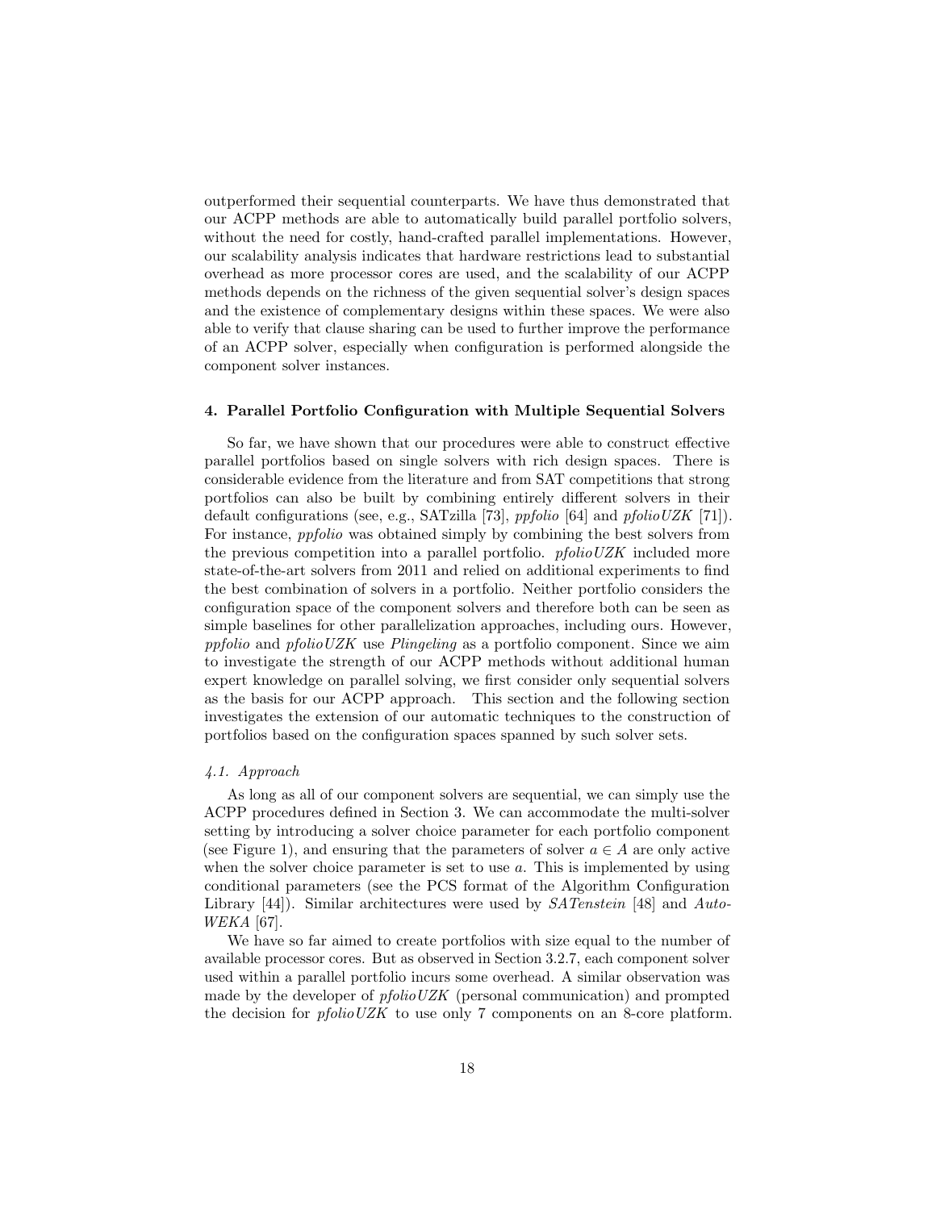outperformed their sequential counterparts. We have thus demonstrated that our ACPP methods are able to automatically build parallel portfolio solvers, without the need for costly, hand-crafted parallel implementations. However, our scalability analysis indicates that hardware restrictions lead to substantial overhead as more processor cores are used, and the scalability of our ACPP methods depends on the richness of the given sequential solver's design spaces and the existence of complementary designs within these spaces. We were also able to verify that clause sharing can be used to further improve the performance of an ACPP solver, especially when configuration is performed alongside the component solver instances.

## 4. Parallel Portfolio Configuration with Multiple Sequential Solvers

So far, we have shown that our procedures were able to construct effective parallel portfolios based on single solvers with rich design spaces. There is considerable evidence from the literature and from SAT competitions that strong portfolios can also be built by combining entirely different solvers in their default configurations (see, e.g., SATzilla [73], *ppfolio* [64] and *pfolioUZK* [71]). For instance, *ppfolio* was obtained simply by combining the best solvers from the previous competition into a parallel portfolio. *pfolioUZK* included more state-of-the-art solvers from 2011 and relied on additional experiments to find the best combination of solvers in a portfolio. Neither portfolio considers the configuration space of the component solvers and therefore both can be seen as simple baselines for other parallelization approaches, including ours. However, *ppfolio* and *pfolioUZK* use *Plingeling* as a portfolio component. Since we aim to investigate the strength of our ACPP methods without additional human expert knowledge on parallel solving, we first consider only sequential solvers as the basis for our ACPP approach. This section and the following section investigates the extension of our automatic techniques to the construction of portfolios based on the configuration spaces spanned by such solver sets.

### *4.1. Approach*

As long as all of our component solvers are sequential, we can simply use the ACPP procedures defined in Section 3. We can accommodate the multi-solver setting by introducing a solver choice parameter for each portfolio component (see Figure 1), and ensuring that the parameters of solver $a \in A$ are only active when the solver choice parameter is set to use $a$. This is implemented by using conditional parameters (see the PCS format of the Algorithm Configuration Library [44]). Similar architectures were used by *SATenstein* [48] and *Auto-WEKA* [67].

We have so far aimed to create portfolios with size equal to the number of available processor cores. But as observed in Section 3.2.7, each component solver used within a parallel portfolio incurs some overhead. A similar observation was made by the developer of *pfolioUZK* (personal communication) and prompted the decision for *pfolioUZK* to use only 7 components on an 8-core platform.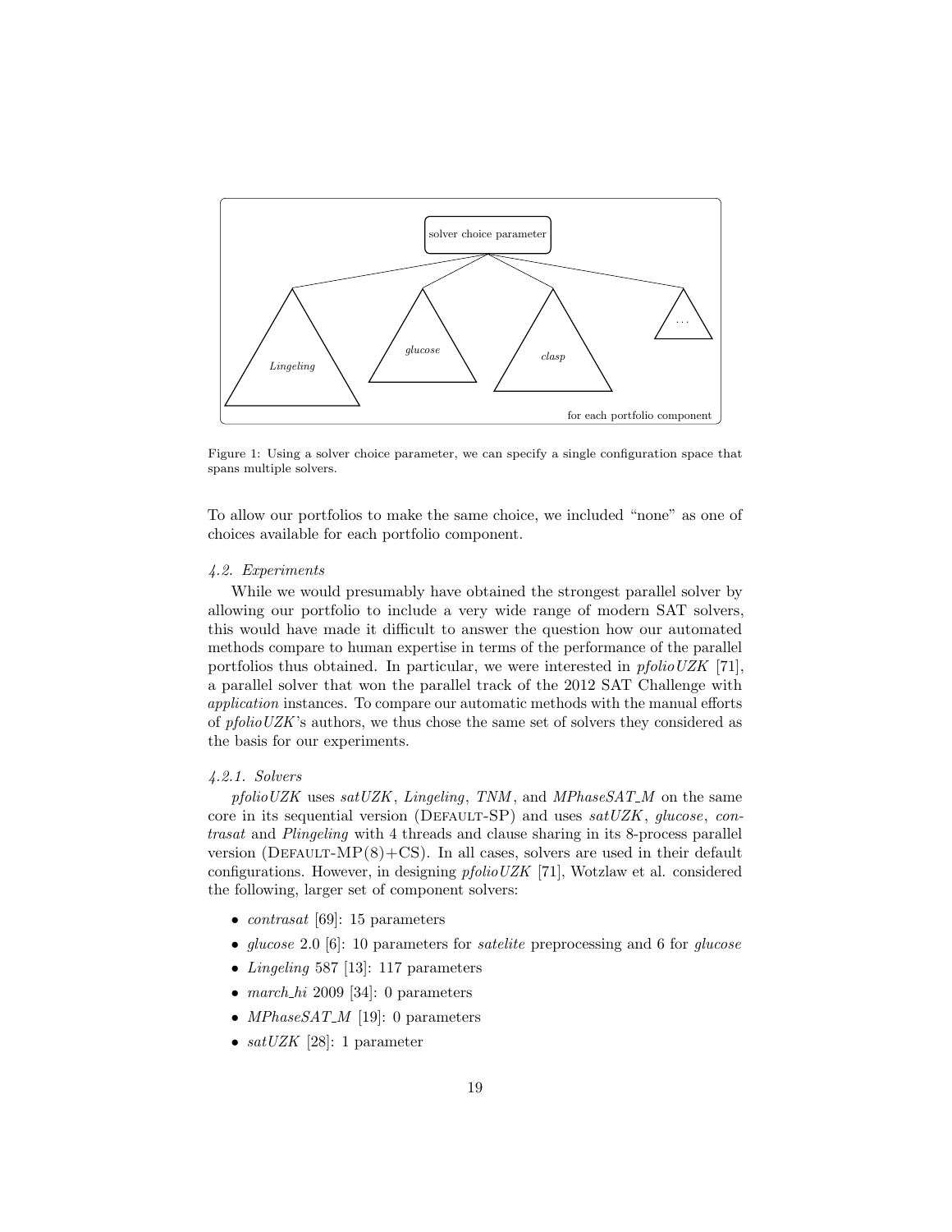Figure 1: Using a solver choice parameter, we can specify a single configuration space that spans multiple solvers.

To allow our portfolios to make the same choice, we included "none" as one of choices available for each portfolio component.

### 4.2. Experiments

While we would presumably have obtained the strongest parallel solver by allowing our portfolio to include a very wide range of modern SAT solvers, this would have made it difficult to answer the question how our automated methods compare to human expertise in terms of the performance of the parallel portfolios thus obtained. In particular, we were interested in *pfolioUZK* [71], a parallel solver that won the parallel track of the 2012 SAT Challenge with *application* instances. To compare our automatic methods with the manual efforts of *pfolioUZK*'s authors, we thus chose the same set of solvers they considered as the basis for our experiments.

#### 4.2.1. Solvers

*pfolioUZK* uses *satUZK*, *Lingeling*, *TNM*, and *MPhaseSAT_M* on the same core in its sequential version (DEFAULT-SP) and uses *satUZK*, *glucose*, *contrasat* and *Plingeling* with 4 threads and clause sharing in its 8-process parallel version (DEFAULT-MP(8)+CS). In all cases, solvers are used in their default configurations. However, in designing *pfolioUZK* [71], Wotzlaw et al. considered the following, larger set of component solvers:

- *contrasat* [69]: 15 parameters
- *glucose* 2.0 [6]: 10 parameters for *satelite* preprocessing and 6 for *glucose*
- *Lingeling* 587 [13]: 117 parameters
- *march_hi* 2009 [34]: 0 parameters
- *MPhaseSAT_M* [19]: 0 parameters
- *satUZK* [28]: 1 parameter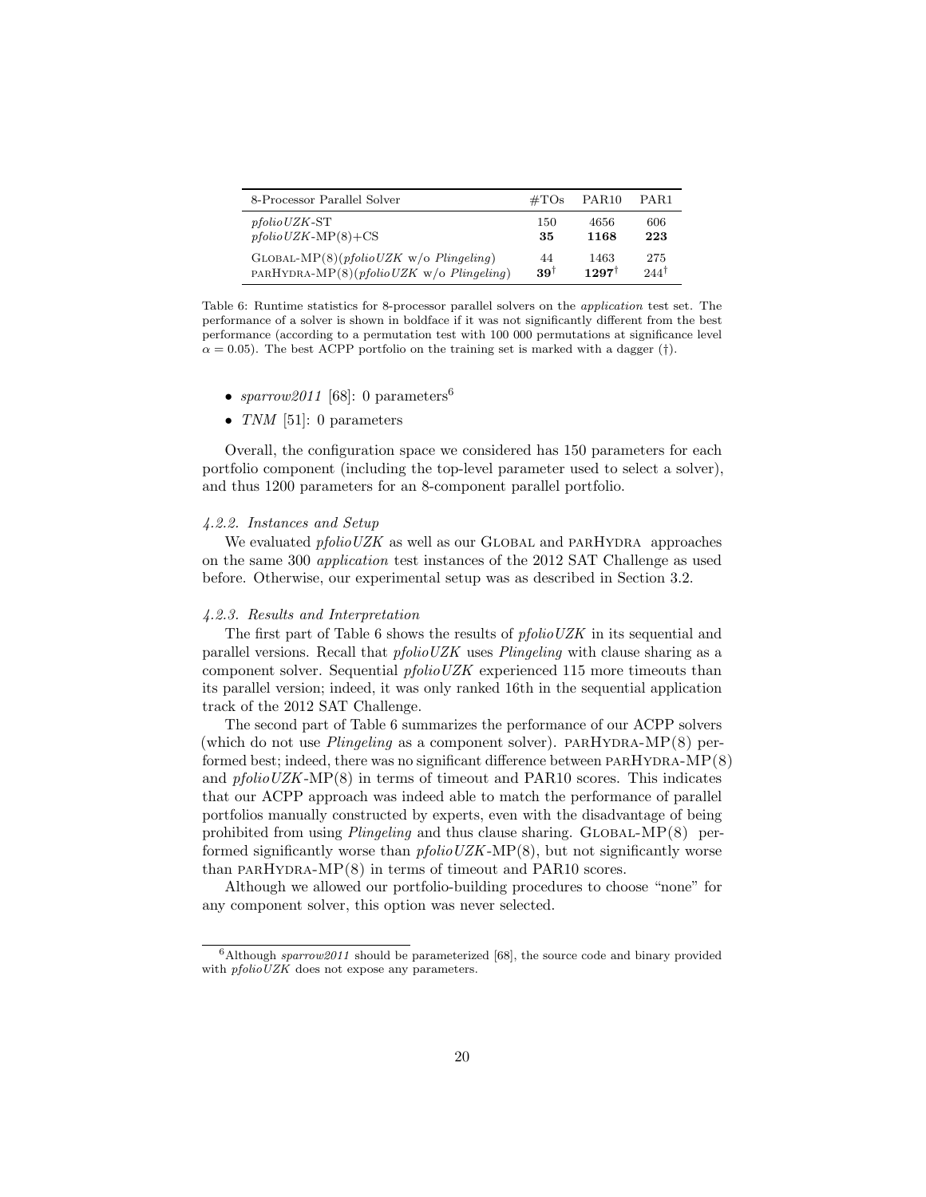| 8-Processor Parallel Solver | #TOs | PAR10 | PAR1 |
|---|---|---|---|
| *pfolioUZK*-ST | 150 | 4656 | 606 |
| *pfolioUZK*-MP(8)+CS | **35** | **1168** | **223** |
| GLOBAL-MP(8)(*pfolioUZK* w/o *Plingeling*) | 44 | 1463 | 275 |
| PARHYDRA-MP(8)(*pfolioUZK* w/o *Plingeling*) | **39**† | **1297**† | 244† |

Table 6: Runtime statistics for 8-processor parallel solvers on the *application* test set. The performance of a solver is shown in boldface if it was not significantly different from the best performance (according to a permutation test with 100 000 permutations at significance level $\alpha = 0.05$). The best ACPP portfolio on the training set is marked with a dagger (†).

- *sparrow2011* [68]: 0 parameters[6]
- *TNM* [51]: 0 parameters

Overall, the configuration space we considered has 150 parameters for each portfolio component (including the top-level parameter used to select a solver), and thus 1200 parameters for an 8-component parallel portfolio.

#### *4.2.2. Instances and Setup*

We evaluated *pfolioUZK* as well as our GLOBAL and PARHYDRA approaches on the same 300 *application* test instances of the 2012 SAT Challenge as used before. Otherwise, our experimental setup was as described in Section 3.2.

#### *4.2.3. Results and Interpretation*

The first part of Table 6 shows the results of *pfolioUZK* in its sequential and parallel versions. Recall that *pfolioUZK* uses *Plingeling* with clause sharing as a component solver. Sequential *pfolioUZK* experienced 115 more timeouts than its parallel version; indeed, it was only ranked 16th in the sequential application track of the 2012 SAT Challenge.

The second part of Table 6 summarizes the performance of our ACPP solvers (which do not use *Plingeling* as a component solver). PARHYDRA-MP(8) performed best; indeed, there was no significant difference between PARHYDRA-MP(8) and *pfolioUZK*-MP(8) in terms of timeout and PAR10 scores. This indicates that our ACPP approach was indeed able to match the performance of parallel portfolios manually constructed by experts, even with the disadvantage of being prohibited from using *Plingeling* and thus clause sharing. GLOBAL-MP(8) performed significantly worse than *pfolioUZK*-MP(8), but not significantly worse than PARHYDRA-MP(8) in terms of timeout and PAR10 scores.

Although we allowed our portfolio-building procedures to choose "none" for any component solver, this option was never selected.

[6] Although *sparrow2011* should be parameterized [68], the source code and binary provided with *pfolioUZK* does not expose any parameters.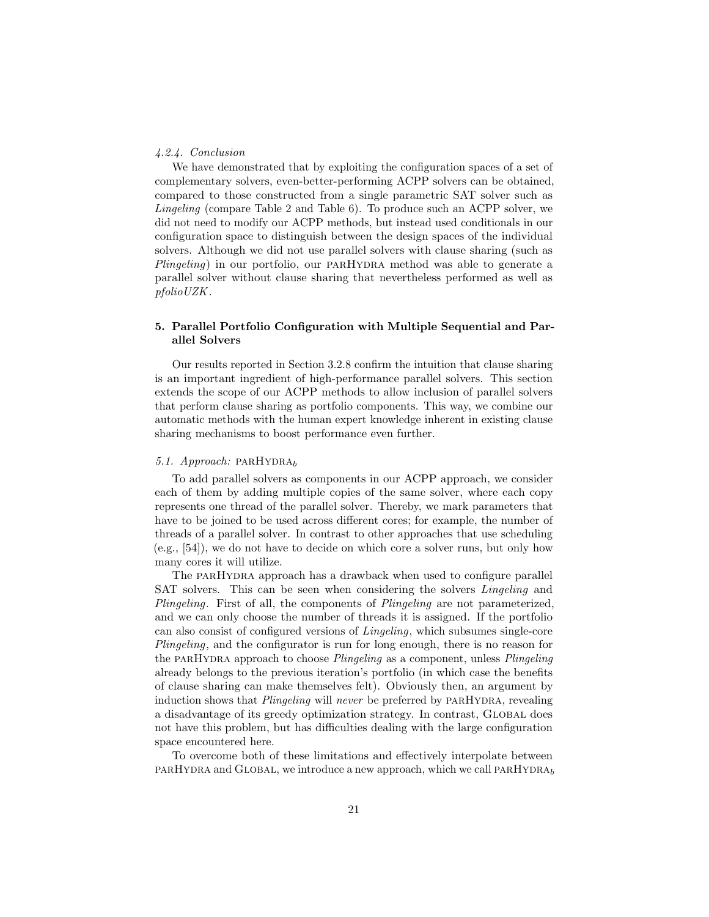#### 4.2.4. Conclusion

We have demonstrated that by exploiting the configuration spaces of a set of complementary solvers, even-better-performing ACPP solvers can be obtained, compared to those constructed from a single parametric SAT solver such as *Lingeling* (compare Table 2 and Table 6). To produce such an ACPP solver, we did not need to modify our ACPP methods, but instead used conditionals in our configuration space to distinguish between the design spaces of the individual solvers. Although we did not use parallel solvers with clause sharing (such as *Plingeling*) in our portfolio, our parHydra method was able to generate a parallel solver without clause sharing that nevertheless performed as well as *pfolioUZK*.

## 5. Parallel Portfolio Configuration with Multiple Sequential and Parallel Solvers

Our results reported in Section 3.2.8 confirm the intuition that clause sharing is an important ingredient of high-performance parallel solvers. This section extends the scope of our ACPP methods to allow inclusion of parallel solvers that perform clause sharing as portfolio components. This way, we combine our automatic methods with the human expert knowledge inherent in existing clause sharing mechanisms to boost performance even further.

### 5.1. Approach: parHydra$_b$

To add parallel solvers as components in our ACPP approach, we consider each of them by adding multiple copies of the same solver, where each copy represents one thread of the parallel solver. Thereby, we mark parameters that have to be joined to be used across different cores; for example, the number of threads of a parallel solver. In contrast to other approaches that use scheduling (e.g., [54]), we do not have to decide on which core a solver runs, but only how many cores it will utilize.

The parHydra approach has a drawback when used to configure parallel SAT solvers. This can be seen when considering the solvers *Lingeling* and *Plingeling*. First of all, the components of *Plingeling* are not parameterized, and we can only choose the number of threads it is assigned. If the portfolio can also consist of configured versions of *Lingeling*, which subsumes single-core *Plingeling*, and the configurator is run for long enough, there is no reason for the parHydra approach to choose *Plingeling* as a component, unless *Plingeling* already belongs to the previous iteration's portfolio (in which case the benefits of clause sharing can make themselves felt). Obviously then, an argument by induction shows that *Plingeling* will *never* be preferred by parHydra, revealing a disadvantage of its greedy optimization strategy. In contrast, Global does not have this problem, but has difficulties dealing with the large configuration space encountered here.

To overcome both of these limitations and effectively interpolate between parHydra and Global, we introduce a new approach, which we call parHydra$_b$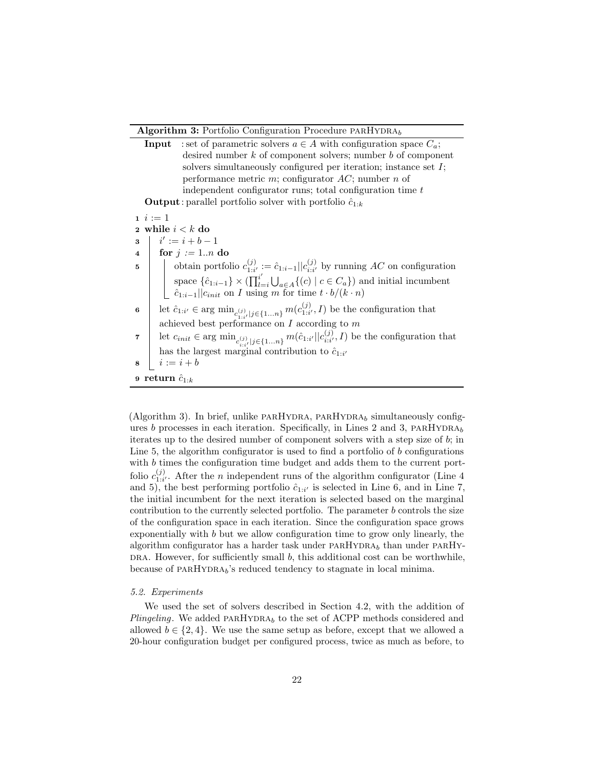**Algorithm 3:** Portfolio Configuration Procedure parHydra$_b$

**Input** : set of parametric solvers $a \in A$ with configuration space $C_a$; desired number $k$ of component solvers; number $b$ of component solvers simultaneously configured per iteration; instance set $I$; performance metric $m$; configurator $AC$; number $n$ of independent configurator runs; total configuration time $t$

**Output**: parallel portfolio solver with portfolio $\hat{c}_{1:k}$

```
1  i := 1
2  while i < k do
3      i' := i + b − 1
4      for j := 1..n do
5          obtain portfolio c^(j)_{1:i'} := ĉ_{1:i−1} || c^(j)_{i:i'} by running AC on configuration
           space {ĉ_{1:i−1}} × (∏_{l=i}^{i'} ⋃_{a∈A} {(c) | c ∈ C_a}) and initial incumbent
           ĉ_{1:i−1} || c_init on I using m for time t · b/(k · n)
6      let ĉ_{1:i'} ∈ arg min_{c^(j)_{1:i'} | j∈{1...n}} m(c^(j)_{1:i'}, I) be the configuration that
       achieved best performance on I according to m
7      let c_init ∈ arg min_{c^(j)_{i:i'} | j∈{1...n}} m(ĉ_{1:i'} || c^(j)_{i:i'}, I) be the configuration that
       has the largest marginal contribution to ĉ_{1:i'}
8      i := i + b
9  return ĉ_{1:k}
```

(Algorithm 3). In brief, unlike parHydra, parHydra$_b$ simultaneously configures $b$ processes in each iteration. Specifically, in Lines 2 and 3, parHydra$_b$ iterates up to the desired number of component solvers with a step size of $b$; in Line 5, the algorithm configurator is used to find a portfolio of $b$ configurations with $b$ times the configuration time budget and adds them to the current portfolio $c^{(j)}_{1:i'}$. After the $n$ independent runs of the algorithm configurator (Line 4 and 5), the best performing portfolio $\hat{c}_{1:i'}$ is selected in Line 6, and in Line 7, the initial incumbent for the next iteration is selected based on the marginal contribution to the currently selected portfolio. The parameter $b$ controls the size of the configuration space in each iteration. Since the configuration space grows exponentially with $b$ but we allow configuration time to grow only linearly, the algorithm configurator has a harder task under parHydra$_b$ than under parHydra. However, for sufficiently small $b$, this additional cost can be worthwhile, because of parHydra$_b$'s reduced tendency to stagnate in local minima.

### *5.2. Experiments*

We used the set of solvers described in Section 4.2, with the addition of *Plingeling*. We added parHydra$_b$ to the set of ACPP methods considered and allowed $b \in \{2, 4\}$. We use the same setup as before, except that we allowed a 20-hour configuration budget per configured process, twice as much as before, to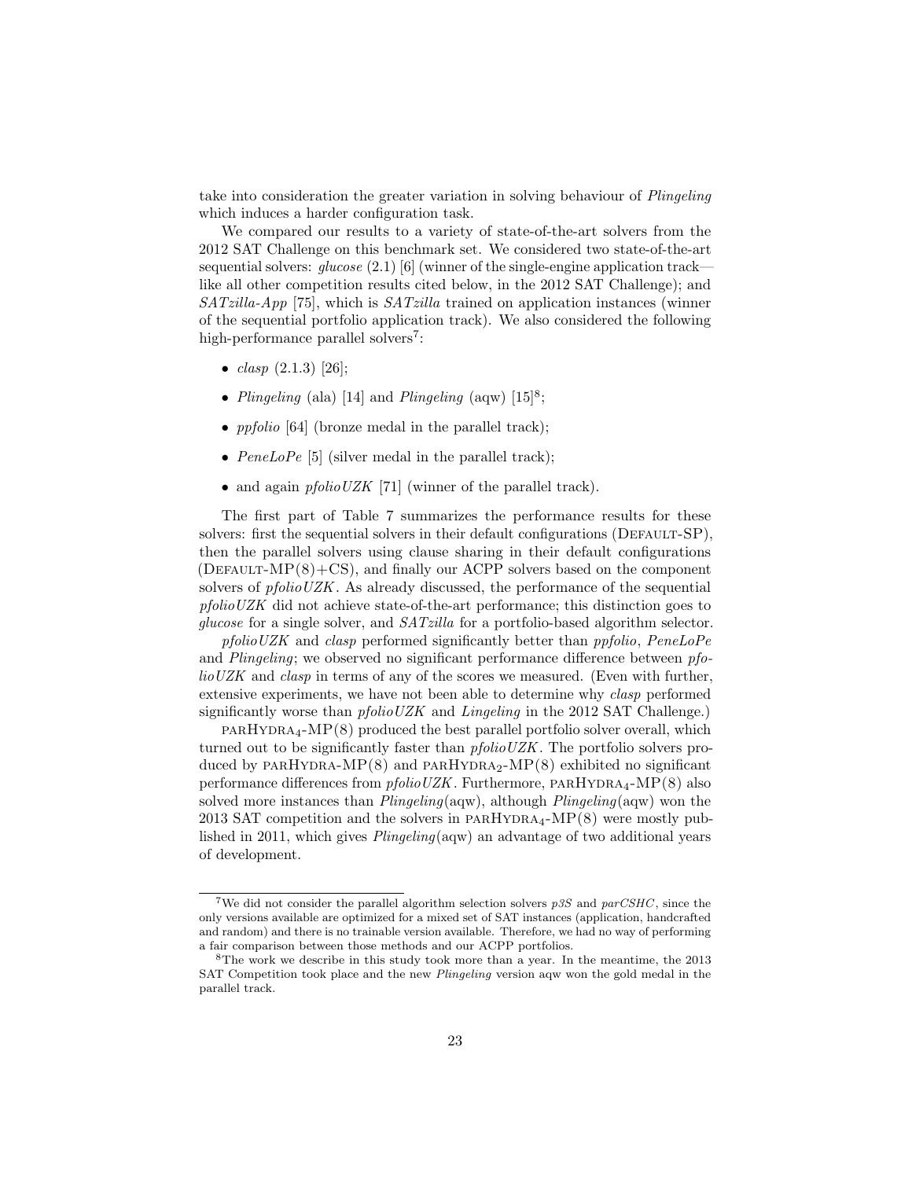take into consideration the greater variation in solving behaviour of *Plingeling* which induces a harder configuration task.

We compared our results to a variety of state-of-the-art solvers from the 2012 SAT Challenge on this benchmark set. We considered two state-of-the-art sequential solvers: *glucose* (2.1) [6] (winner of the single-engine application track—like all other competition results cited below, in the 2012 SAT Challenge); and *SATzilla-App* [75], which is *SATzilla* trained on application instances (winner of the sequential portfolio application track). We also considered the following high-performance parallel solvers[7]:

- *clasp* (2.1.3) [26];
- *Plingeling* (ala) [14] and *Plingeling* (aqw) [15][8];
- *ppfolio* [64] (bronze medal in the parallel track);
- *PeneLoPe* [5] (silver medal in the parallel track);
- and again *pfolioUZK* [71] (winner of the parallel track).

The first part of Table 7 summarizes the performance results for these solvers: first the sequential solvers in their default configurations (Default-SP), then the parallel solvers using clause sharing in their default configurations (Default-MP(8)+CS), and finally our ACPP solvers based on the component solvers of *pfolioUZK*. As already discussed, the performance of the sequential *pfolioUZK* did not achieve state-of-the-art performance; this distinction goes to *glucose* for a single solver, and *SATzilla* for a portfolio-based algorithm selector.

*pfolioUZK* and *clasp* performed significantly better than *ppfolio*, *PeneLoPe* and *Plingeling*; we observed no significant performance difference between *pfolioUZK* and *clasp* in terms of any of the scores we measured. (Even with further, extensive experiments, we have not been able to determine why *clasp* performed significantly worse than *pfolioUZK* and *Lingeling* in the 2012 SAT Challenge.)

parHydra$_4$-MP(8) produced the best parallel portfolio solver overall, which turned out to be significantly faster than *pfolioUZK*. The portfolio solvers produced by parHydra-MP(8) and parHydra$_2$-MP(8) exhibited no significant performance differences from *pfolioUZK*. Furthermore, parHydra$_4$-MP(8) also solved more instances than *Plingeling*(aqw), although *Plingeling*(aqw) won the 2013 SAT competition and the solvers in parHydra$_4$-MP(8) were mostly published in 2011, which gives *Plingeling*(aqw) an advantage of two additional years of development.

---

[7] We did not consider the parallel algorithm selection solvers *p3S* and *parCSHC*, since the only versions available are optimized for a mixed set of SAT instances (application, handcrafted and random) and there is no trainable version available. Therefore, we had no way of performing a fair comparison between those methods and our ACPP portfolios.

[8] The work we describe in this study took more than a year. In the meantime, the 2013 SAT Competition took place and the new *Plingeling* version aqw won the gold medal in the parallel track.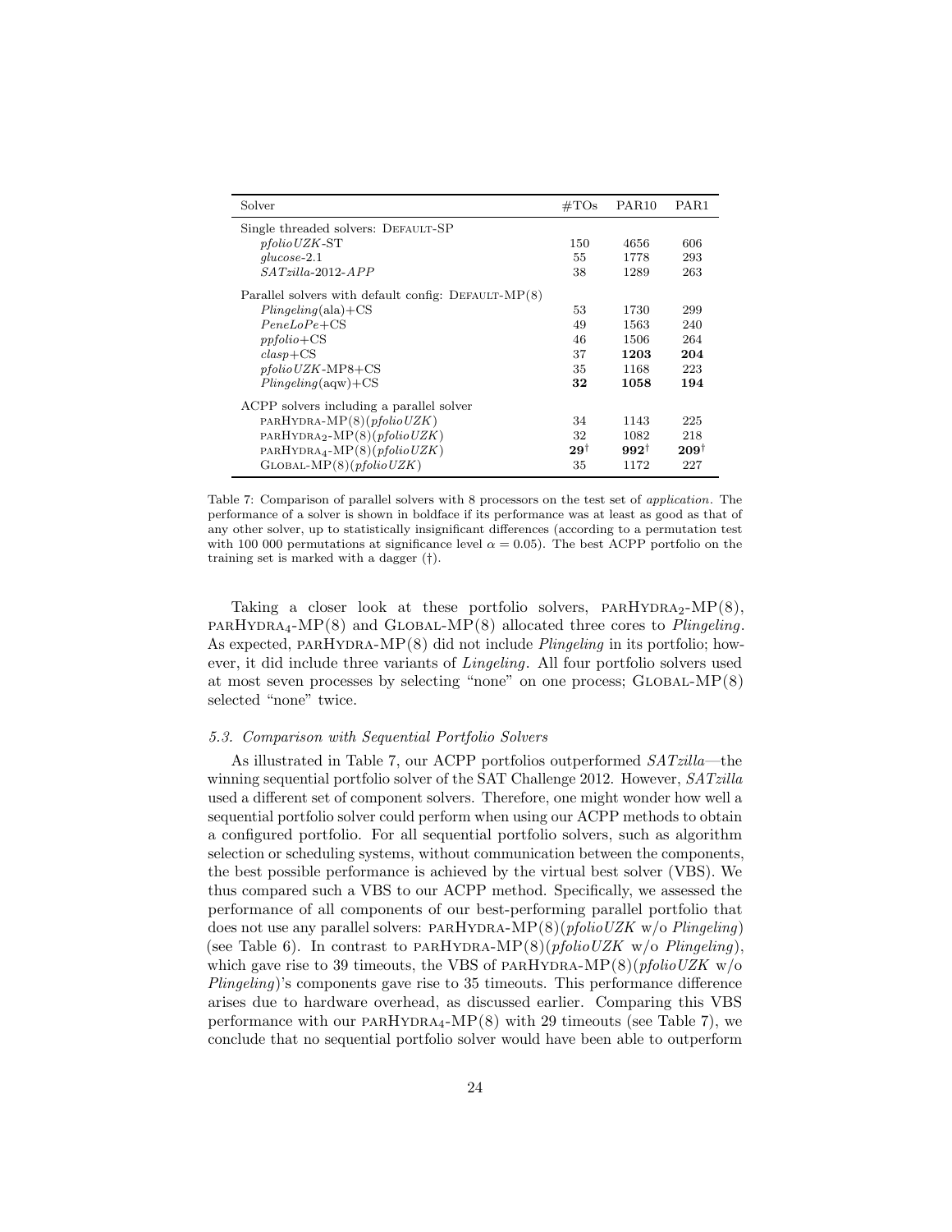| Solver | #TOs | PAR10 | PAR1 |
|---|---|---|---|
| Single threaded solvers: DEFAULT-SP | | | |
| *pfolioUZK*-ST | 150 | 4656 | 606 |
| *glucose*-2.1 | 55 | 1778 | 293 |
| *SATzilla-2012-APP* | 38 | 1289 | 263 |
| Parallel solvers with default config: DEFAULT-MP(8) | | | |
| *Plingeling*(ala)+CS | 53 | 1730 | 299 |
| *PeneLoPe*+CS | 49 | 1563 | 240 |
| *ppfolio*+CS | 46 | 1506 | 264 |
| *clasp*+CS | 37 | **1203** | **204** |
| *pfolioUZK*-MP8+CS | 35 | 1168 | 223 |
| *Plingeling*(aqw)+CS | **32** | **1058** | **194** |
| ACPP solvers including a parallel solver | | | |
| PARHYDRA-MP(8)(*pfolioUZK*) | 34 | 1143 | 225 |
| PARHYDRA$_2$-MP(8)(*pfolioUZK*) | 32 | 1082 | 218 |
| PARHYDRA$_4$-MP(8)(*pfolioUZK*) | **29**† | **992**† | **209**† |
| GLOBAL-MP(8)(*pfolioUZK*) | 35 | 1172 | 227 |

Table 7: Comparison of parallel solvers with 8 processors on the test set of *application*. The performance of a solver is shown in boldface if its performance was at least as good as that of any other solver, up to statistically insignificant differences (according to a permutation test with 100 000 permutations at significance level $\alpha = 0.05$). The best ACPP portfolio on the training set is marked with a dagger (†).

Taking a closer look at these portfolio solvers, PARHYDRA$_2$-MP(8), PARHYDRA$_4$-MP(8) and GLOBAL-MP(8) allocated three cores to *Plingeling*. As expected, PARHYDRA-MP(8) did not include *Plingeling* in its portfolio; however, it did include three variants of *Lingeling*. All four portfolio solvers used at most seven processes by selecting "none" on one process; GLOBAL-MP(8) selected "none" twice.

### 5.3. Comparison with Sequential Portfolio Solvers

As illustrated in Table 7, our ACPP portfolios outperformed *SATzilla*—the winning sequential portfolio solver of the SAT Challenge 2012. However, *SATzilla* used a different set of component solvers. Therefore, one might wonder how well a sequential portfolio solver could perform when using our ACPP methods to obtain a configured portfolio. For all sequential portfolio solvers, such as algorithm selection or scheduling systems, without communication between the components, the best possible performance is achieved by the virtual best solver (VBS). We thus compared such a VBS to our ACPP method. Specifically, we assessed the performance of all components of our best-performing parallel portfolio that does not use any parallel solvers: PARHYDRA-MP(8)(*pfolioUZK* w/o *Plingeling*) (see Table 6). In contrast to PARHYDRA-MP(8)(*pfolioUZK* w/o *Plingeling*), which gave rise to 39 timeouts, the VBS of PARHYDRA-MP(8)(*pfolioUZK* w/o *Plingeling*)'s components gave rise to 35 timeouts. This performance difference arises due to hardware overhead, as discussed earlier. Comparing this VBS performance with our PARHYDRA$_4$-MP(8) with 29 timeouts (see Table 7), we conclude that no sequential portfolio solver would have been able to outperform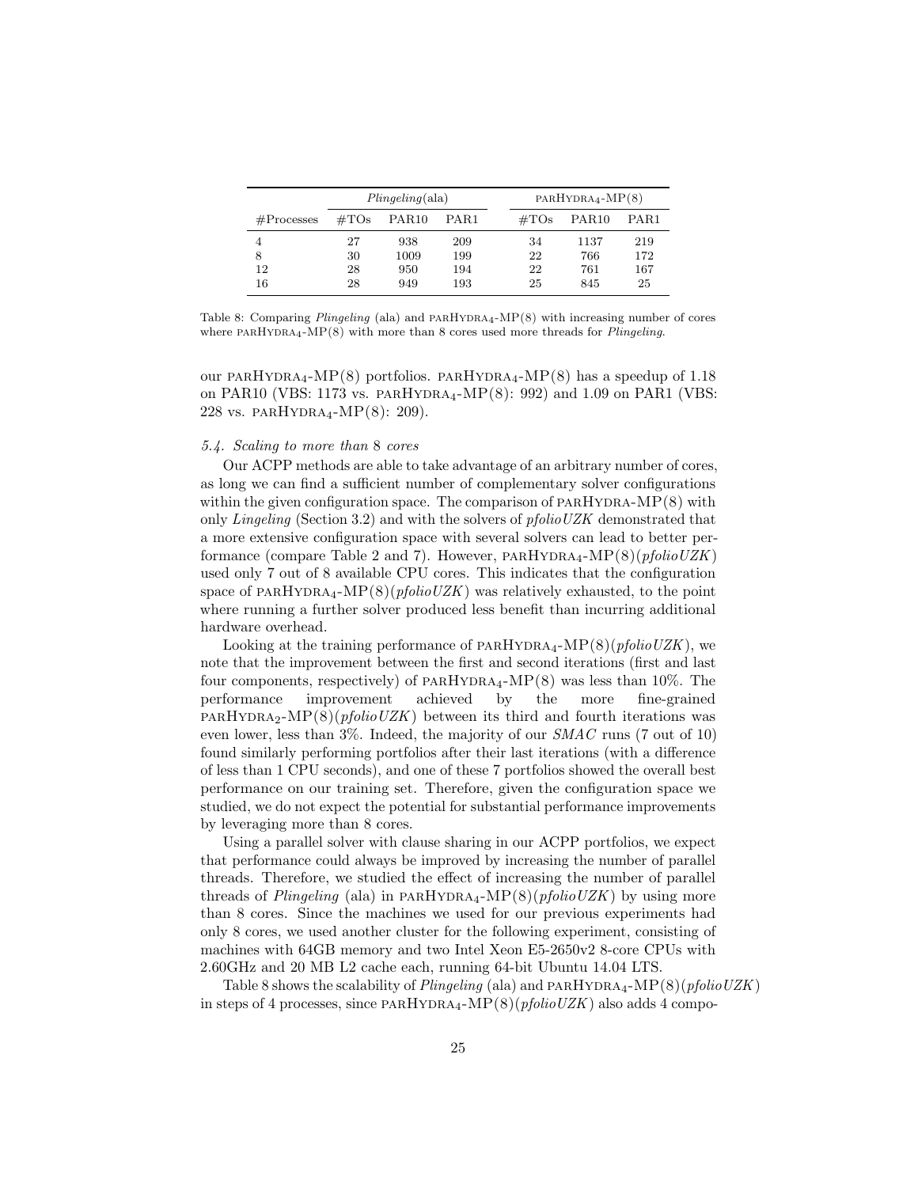| #Processes | *Plingeling*(ala) | | | PARHYDRA$_4$-MP(8) | | |
|---|---|---|---|---|---|---|
| | #TOs | PAR10 | PAR1 | #TOs | PAR10 | PAR1 |
| 4 | 27 | 938 | 209 | 34 | 1137 | 219 |
| 8 | 30 | 1009 | 199 | 22 | 766 | 172 |
| 12 | 28 | 950 | 194 | 22 | 761 | 167 |
| 16 | 28 | 949 | 193 | 25 | 845 | 25 |

Table 8: Comparing *Plingeling* (ala) and PARHYDRA$_4$-MP(8) with increasing number of cores where PARHYDRA$_4$-MP(8) with more than 8 cores used more threads for *Plingeling*.

our PARHYDRA$_4$-MP(8) portfolios. PARHYDRA$_4$-MP(8) has a speedup of 1.18 on PAR10 (VBS: 1173 vs. PARHYDRA$_4$-MP(8): 992) and 1.09 on PAR1 (VBS: 228 vs. PARHYDRA$_4$-MP(8): 209).

### *5.4. Scaling to more than 8 cores*

Our ACPP methods are able to take advantage of an arbitrary number of cores, as long we can find a sufficient number of complementary solver configurations within the given configuration space. The comparison of PARHYDRA-MP(8) with only *Lingeling* (Section 3.2) and with the solvers of *pfolioUZK* demonstrated that a more extensive configuration space with several solvers can lead to better performance (compare Table 2 and 7). However, PARHYDRA$_4$-MP(8)(*pfolioUZK*) used only 7 out of 8 available CPU cores. This indicates that the configuration space of PARHYDRA$_4$-MP(8)(*pfolioUZK*) was relatively exhausted, to the point where running a further solver produced less benefit than incurring additional hardware overhead.

Looking at the training performance of PARHYDRA$_4$-MP(8)(*pfolioUZK*), we note that the improvement between the first and second iterations (first and last four components, respectively) of PARHYDRA$_4$-MP(8) was less than 10%. The performance improvement achieved by the more fine-grained PARHYDRA$_2$-MP(8)(*pfolioUZK*) between its third and fourth iterations was even lower, less than 3%. Indeed, the majority of our *SMAC* runs (7 out of 10) found similarly performing portfolios after their last iterations (with a difference of less than 1 CPU seconds), and one of these 7 portfolios showed the overall best performance on our training set. Therefore, given the configuration space we studied, we do not expect the potential for substantial performance improvements by leveraging more than 8 cores.

Using a parallel solver with clause sharing in our ACPP portfolios, we expect that performance could always be improved by increasing the number of parallel threads. Therefore, we studied the effect of increasing the number of parallel threads of *Plingeling* (ala) in PARHYDRA$_4$-MP(8)(*pfolioUZK*) by using more than 8 cores. Since the machines we used for our previous experiments had only 8 cores, we used another cluster for the following experiment, consisting of machines with 64GB memory and two Intel Xeon E5-2650v2 8-core CPUs with 2.60GHz and 20 MB L2 cache each, running 64-bit Ubuntu 14.04 LTS.

Table 8 shows the scalability of *Plingeling* (ala) and PARHYDRA$_4$-MP(8)(*pfolioUZK*) in steps of 4 processes, since PARHYDRA$_4$-MP(8)(*pfolioUZK*) also adds 4 compo-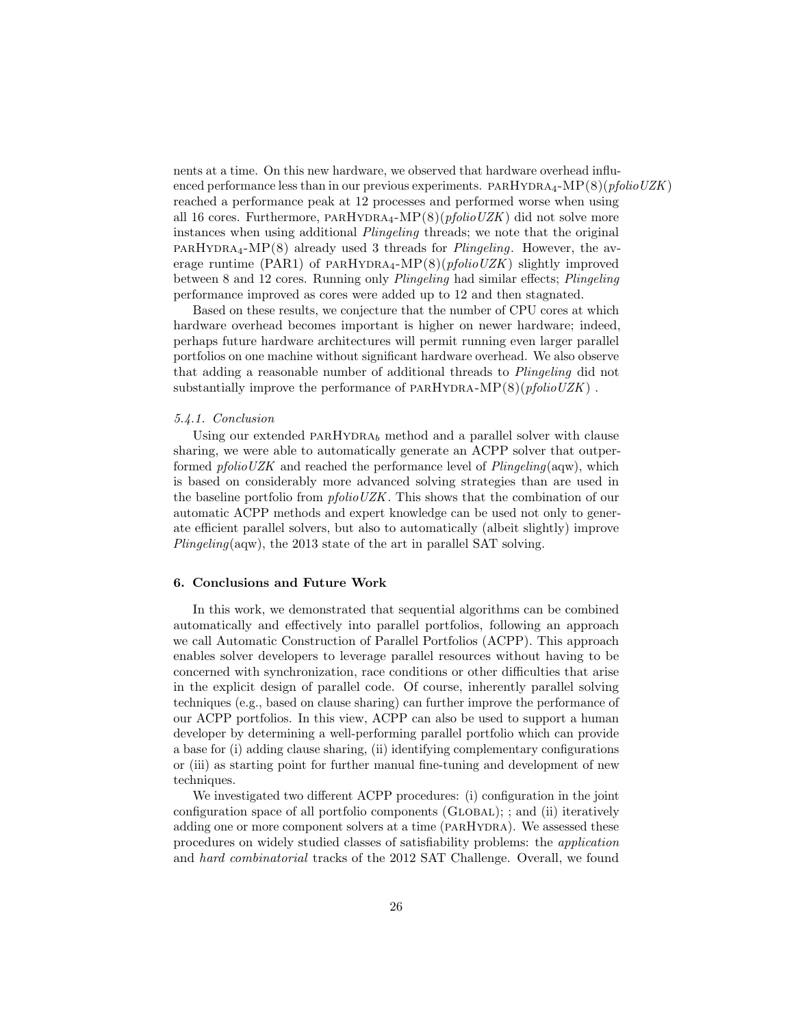nents at a time. On this new hardware, we observed that hardware overhead influenced performance less than in our previous experiments. parHydra$_4$-MP(8)(*pfolioUZK*) reached a performance peak at 12 processes and performed worse when using all 16 cores. Furthermore, parHydra$_4$-MP(8)(*pfolioUZK*) did not solve more instances when using additional *Plingeling* threads; we note that the original parHydra$_4$-MP(8) already used 3 threads for *Plingeling*. However, the average runtime (PAR1) of parHydra$_4$-MP(8)(*pfolioUZK*) slightly improved between 8 and 12 cores. Running only *Plingeling* had similar effects; *Plingeling* performance improved as cores were added up to 12 and then stagnated.

Based on these results, we conjecture that the number of CPU cores at which hardware overhead becomes important is higher on newer hardware; indeed, perhaps future hardware architectures will permit running even larger parallel portfolios on one machine without significant hardware overhead. We also observe that adding a reasonable number of additional threads to *Plingeling* did not substantially improve the performance of parHydra-MP(8)(*pfolioUZK*) .

#### *5.4.1. Conclusion*

Using our extended parHydra$_b$ method and a parallel solver with clause sharing, we were able to automatically generate an ACPP solver that outperformed *pfolioUZK* and reached the performance level of *Plingeling*(aqw), which is based on considerably more advanced solving strategies than are used in the baseline portfolio from *pfolioUZK*. This shows that the combination of our automatic ACPP methods and expert knowledge can be used not only to generate efficient parallel solvers, but also to automatically (albeit slightly) improve *Plingeling*(aqw), the 2013 state of the art in parallel SAT solving.

## 6. Conclusions and Future Work

In this work, we demonstrated that sequential algorithms can be combined automatically and effectively into parallel portfolios, following an approach we call Automatic Construction of Parallel Portfolios (ACPP). This approach enables solver developers to leverage parallel resources without having to be concerned with synchronization, race conditions or other difficulties that arise in the explicit design of parallel code. Of course, inherently parallel solving techniques (e.g., based on clause sharing) can further improve the performance of our ACPP portfolios. In this view, ACPP can also be used to support a human developer by determining a well-performing parallel portfolio which can provide a base for (i) adding clause sharing, (ii) identifying complementary configurations or (iii) as starting point for further manual fine-tuning and development of new techniques.

We investigated two different ACPP procedures: (i) configuration in the joint configuration space of all portfolio components (Global); ; and (ii) iteratively adding one or more component solvers at a time (parHydra). We assessed these procedures on widely studied classes of satisfiability problems: the *application* and *hard combinatorial* tracks of the 2012 SAT Challenge. Overall, we found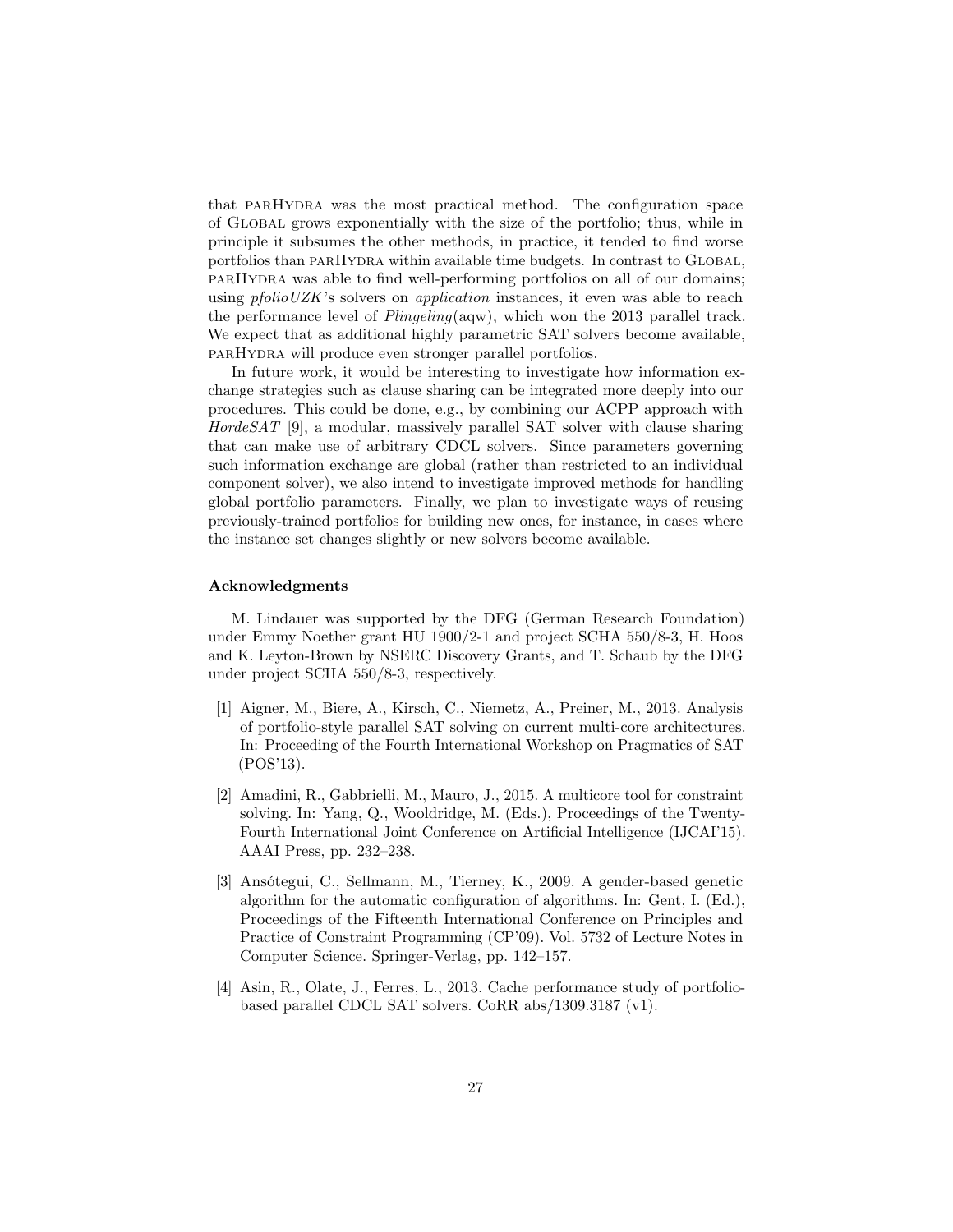that parHydra was the most practical method. The configuration space of Global grows exponentially with the size of the portfolio; thus, while in principle it subsumes the other methods, in practice, it tended to find worse portfolios than parHydra within available time budgets. In contrast to Global, parHydra was able to find well-performing portfolios on all of our domains; using *pfolioUZK*'s solvers on *application* instances, it even was able to reach the performance level of *Plingeling*(aqw), which won the 2013 parallel track. We expect that as additional highly parametric SAT solvers become available, parHydra will produce even stronger parallel portfolios.

In future work, it would be interesting to investigate how information exchange strategies such as clause sharing can be integrated more deeply into our procedures. This could be done, e.g., by combining our ACPP approach with *HordeSAT* [9], a modular, massively parallel SAT solver with clause sharing that can make use of arbitrary CDCL solvers. Since parameters governing such information exchange are global (rather than restricted to an individual component solver), we also intend to investigate improved methods for handling global portfolio parameters. Finally, we plan to investigate ways of reusing previously-trained portfolios for building new ones, for instance, in cases where the instance set changes slightly or new solvers become available.

#### Acknowledgments

M. Lindauer was supported by the DFG (German Research Foundation) under Emmy Noether grant HU 1900/2-1 and project SCHA 550/8-3, H. Hoos and K. Leyton-Brown by NSERC Discovery Grants, and T. Schaub by the DFG under project SCHA 550/8-3, respectively.

[1] Aigner, M., Biere, A., Kirsch, C., Niemetz, A., Preiner, M., 2013. Analysis of portfolio-style parallel SAT solving on current multi-core architectures. In: Proceeding of the Fourth International Workshop on Pragmatics of SAT (POS'13).

[2] Amadini, R., Gabbrielli, M., Mauro, J., 2015. A multicore tool for constraint solving. In: Yang, Q., Wooldridge, M. (Eds.), Proceedings of the Twenty-Fourth International Joint Conference on Artificial Intelligence (IJCAI'15). AAAI Press, pp. 232–238.

[3] Ansótegui, C., Sellmann, M., Tierney, K., 2009. A gender-based genetic algorithm for the automatic configuration of algorithms. In: Gent, I. (Ed.), Proceedings of the Fifteenth International Conference on Principles and Practice of Constraint Programming (CP'09). Vol. 5732 of Lecture Notes in Computer Science. Springer-Verlag, pp. 142–157.

[4] Asin, R., Olate, J., Ferres, L., 2013. Cache performance study of portfolio-based parallel CDCL SAT solvers. CoRR abs/1309.3187 (v1).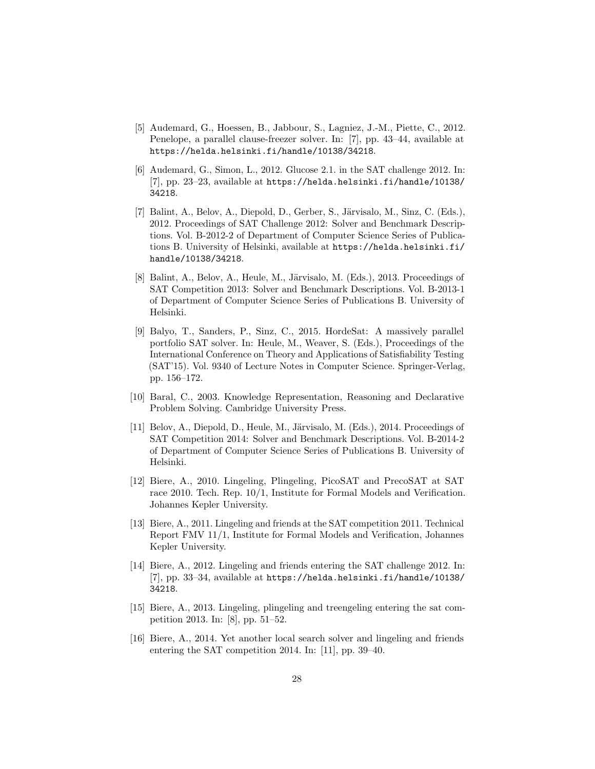[5] Audemard, G., Hoessen, B., Jabbour, S., Lagniez, J.-M., Piette, C., 2012. Penelope, a parallel clause-freezer solver. In: [7], pp. 43–44, available at https://helda.helsinki.fi/handle/10138/34218.

[6] Audemard, G., Simon, L., 2012. Glucose 2.1. in the SAT challenge 2012. In: [7], pp. 23–23, available at https://helda.helsinki.fi/handle/10138/34218.

[7] Balint, A., Belov, A., Diepold, D., Gerber, S., Järvisalo, M., Sinz, C. (Eds.), 2012. Proceedings of SAT Challenge 2012: Solver and Benchmark Descriptions. Vol. B-2012-2 of Department of Computer Science Series of Publications B. University of Helsinki, available at https://helda.helsinki.fi/handle/10138/34218.

[8] Balint, A., Belov, A., Heule, M., Järvisalo, M. (Eds.), 2013. Proceedings of SAT Competition 2013: Solver and Benchmark Descriptions. Vol. B-2013-1 of Department of Computer Science Series of Publications B. University of Helsinki.

[9] Balyo, T., Sanders, P., Sinz, C., 2015. HordeSat: A massively parallel portfolio SAT solver. In: Heule, M., Weaver, S. (Eds.), Proceedings of the International Conference on Theory and Applications of Satisfiability Testing (SAT'15). Vol. 9340 of Lecture Notes in Computer Science. Springer-Verlag, pp. 156–172.

[10] Baral, C., 2003. Knowledge Representation, Reasoning and Declarative Problem Solving. Cambridge University Press.

[11] Belov, A., Diepold, D., Heule, M., Järvisalo, M. (Eds.), 2014. Proceedings of SAT Competition 2014: Solver and Benchmark Descriptions. Vol. B-2014-2 of Department of Computer Science Series of Publications B. University of Helsinki.

[12] Biere, A., 2010. Lingeling, Plingeling, PicoSAT and PrecoSAT at SAT race 2010. Tech. Rep. 10/1, Institute for Formal Models and Verification. Johannes Kepler University.

[13] Biere, A., 2011. Lingeling and friends at the SAT competition 2011. Technical Report FMV 11/1, Institute for Formal Models and Verification, Johannes Kepler University.

[14] Biere, A., 2012. Lingeling and friends entering the SAT challenge 2012. In: [7], pp. 33–34, available at https://helda.helsinki.fi/handle/10138/34218.

[15] Biere, A., 2013. Lingeling, plingeling and treengeling entering the sat competition 2013. In: [8], pp. 51–52.

[16] Biere, A., 2014. Yet another local search solver and lingeling and friends entering the SAT competition 2014. In: [11], pp. 39–40.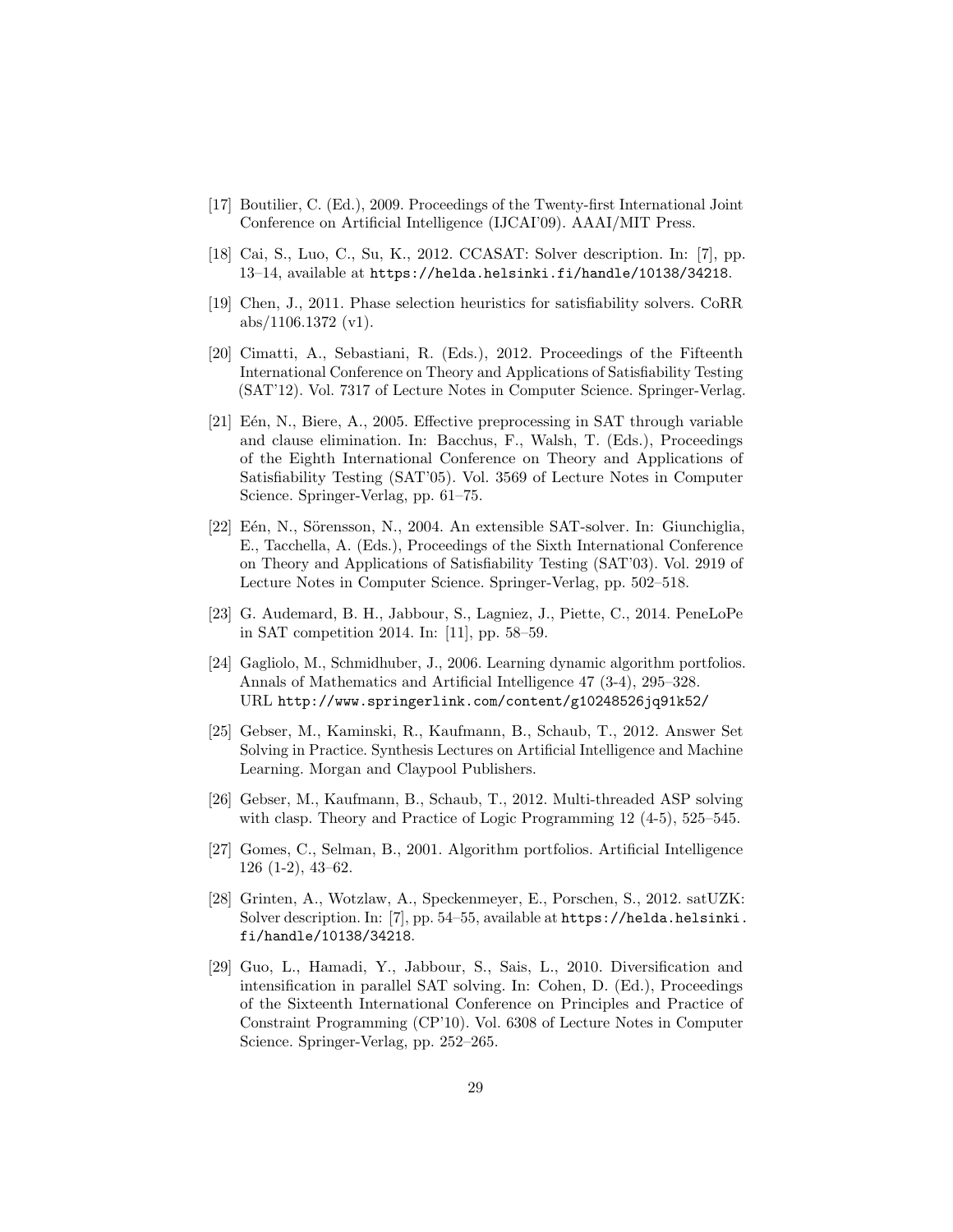[17] Boutilier, C. (Ed.), 2009. Proceedings of the Twenty-first International Joint Conference on Artificial Intelligence (IJCAI'09). AAAI/MIT Press.

[18] Cai, S., Luo, C., Su, K., 2012. CCASAT: Solver description. In: [7], pp. 13–14, available at https://helda.helsinki.fi/handle/10138/34218.

[19] Chen, J., 2011. Phase selection heuristics for satisfiability solvers. CoRR abs/1106.1372 (v1).

[20] Cimatti, A., Sebastiani, R. (Eds.), 2012. Proceedings of the Fifteenth International Conference on Theory and Applications of Satisfiability Testing (SAT'12). Vol. 7317 of Lecture Notes in Computer Science. Springer-Verlag.

[21] Eén, N., Biere, A., 2005. Effective preprocessing in SAT through variable and clause elimination. In: Bacchus, F., Walsh, T. (Eds.), Proceedings of the Eighth International Conference on Theory and Applications of Satisfiability Testing (SAT'05). Vol. 3569 of Lecture Notes in Computer Science. Springer-Verlag, pp. 61–75.

[22] Eén, N., Sörensson, N., 2004. An extensible SAT-solver. In: Giunchiglia, E., Tacchella, A. (Eds.), Proceedings of the Sixth International Conference on Theory and Applications of Satisfiability Testing (SAT'03). Vol. 2919 of Lecture Notes in Computer Science. Springer-Verlag, pp. 502–518.

[23] G. Audemard, B. H., Jabbour, S., Lagniez, J., Piette, C., 2014. PeneLoPe in SAT competition 2014. In: [11], pp. 58–59.

[24] Gagliolo, M., Schmidhuber, J., 2006. Learning dynamic algorithm portfolios. Annals of Mathematics and Artificial Intelligence 47 (3-4), 295–328. URL http://www.springerlink.com/content/g10248526jq91k52/

[25] Gebser, M., Kaminski, R., Kaufmann, B., Schaub, T., 2012. Answer Set Solving in Practice. Synthesis Lectures on Artificial Intelligence and Machine Learning. Morgan and Claypool Publishers.

[26] Gebser, M., Kaufmann, B., Schaub, T., 2012. Multi-threaded ASP solving with clasp. Theory and Practice of Logic Programming 12 (4-5), 525–545.

[27] Gomes, C., Selman, B., 2001. Algorithm portfolios. Artificial Intelligence 126 (1-2), 43–62.

[28] Grinten, A., Wotzlaw, A., Speckenmeyer, E., Porschen, S., 2012. satUZK: Solver description. In: [7], pp. 54–55, available at https://helda.helsinki.fi/handle/10138/34218.

[29] Guo, L., Hamadi, Y., Jabbour, S., Sais, L., 2010. Diversification and intensification in parallel SAT solving. In: Cohen, D. (Ed.), Proceedings of the Sixteenth International Conference on Principles and Practice of Constraint Programming (CP'10). Vol. 6308 of Lecture Notes in Computer Science. Springer-Verlag, pp. 252–265.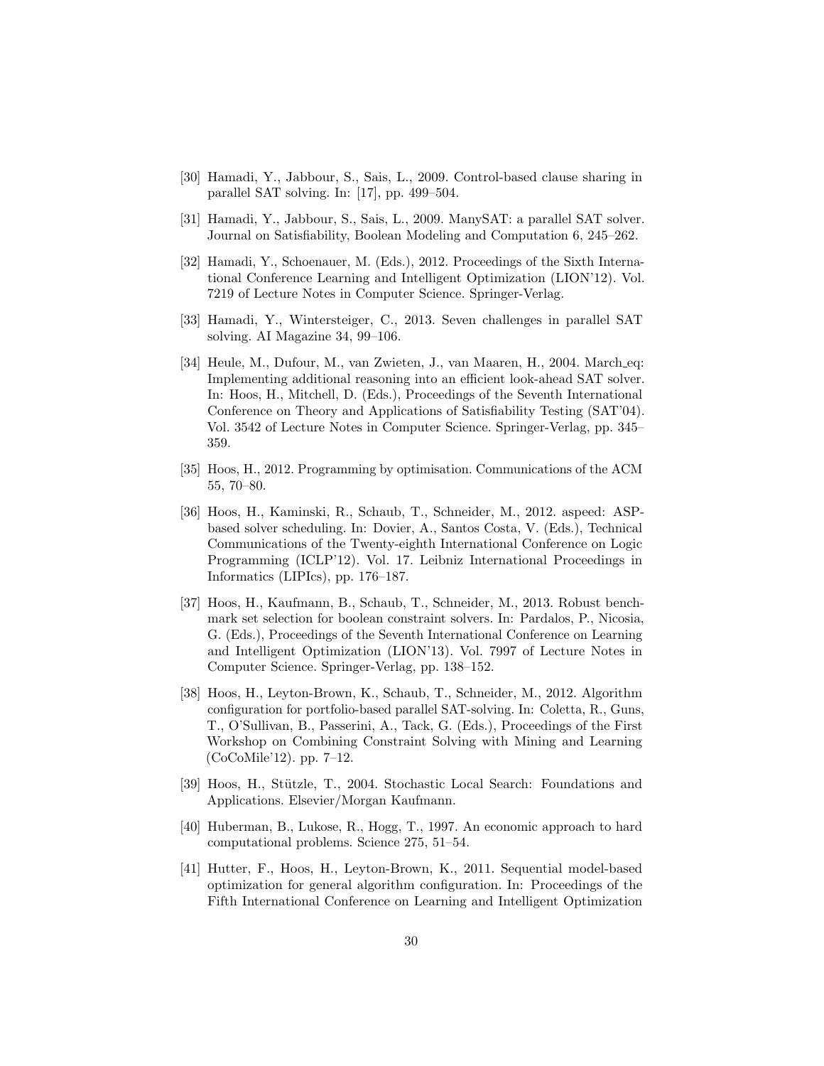[30] Hamadi, Y., Jabbour, S., Sais, L., 2009. Control-based clause sharing in parallel SAT solving. In: [17], pp. 499–504.

[31] Hamadi, Y., Jabbour, S., Sais, L., 2009. ManySAT: a parallel SAT solver. Journal on Satisfiability, Boolean Modeling and Computation 6, 245–262.

[32] Hamadi, Y., Schoenauer, M. (Eds.), 2012. Proceedings of the Sixth International Conference Learning and Intelligent Optimization (LION'12). Vol. 7219 of Lecture Notes in Computer Science. Springer-Verlag.

[33] Hamadi, Y., Wintersteiger, C., 2013. Seven challenges in parallel SAT solving. AI Magazine 34, 99–106.

[34] Heule, M., Dufour, M., van Zwieten, J., van Maaren, H., 2004. March_eq: Implementing additional reasoning into an efficient look-ahead SAT solver. In: Hoos, H., Mitchell, D. (Eds.), Proceedings of the Seventh International Conference on Theory and Applications of Satisfiability Testing (SAT'04). Vol. 3542 of Lecture Notes in Computer Science. Springer-Verlag, pp. 345–359.

[35] Hoos, H., 2012. Programming by optimisation. Communications of the ACM 55, 70–80.

[36] Hoos, H., Kaminski, R., Schaub, T., Schneider, M., 2012. aspeed: ASP-based solver scheduling. In: Dovier, A., Santos Costa, V. (Eds.), Technical Communications of the Twenty-eighth International Conference on Logic Programming (ICLP'12). Vol. 17. Leibniz International Proceedings in Informatics (LIPIcs), pp. 176–187.

[37] Hoos, H., Kaufmann, B., Schaub, T., Schneider, M., 2013. Robust benchmark set selection for boolean constraint solvers. In: Pardalos, P., Nicosia, G. (Eds.), Proceedings of the Seventh International Conference on Learning and Intelligent Optimization (LION'13). Vol. 7997 of Lecture Notes in Computer Science. Springer-Verlag, pp. 138–152.

[38] Hoos, H., Leyton-Brown, K., Schaub, T., Schneider, M., 2012. Algorithm configuration for portfolio-based parallel SAT-solving. In: Coletta, R., Guns, T., O'Sullivan, B., Passerini, A., Tack, G. (Eds.), Proceedings of the First Workshop on Combining Constraint Solving with Mining and Learning (CoCoMile'12). pp. 7–12.

[39] Hoos, H., Stützle, T., 2004. Stochastic Local Search: Foundations and Applications. Elsevier/Morgan Kaufmann.

[40] Huberman, B., Lukose, R., Hogg, T., 1997. An economic approach to hard computational problems. Science 275, 51–54.

[41] Hutter, F., Hoos, H., Leyton-Brown, K., 2011. Sequential model-based optimization for general algorithm configuration. In: Proceedings of the Fifth International Conference on Learning and Intelligent Optimization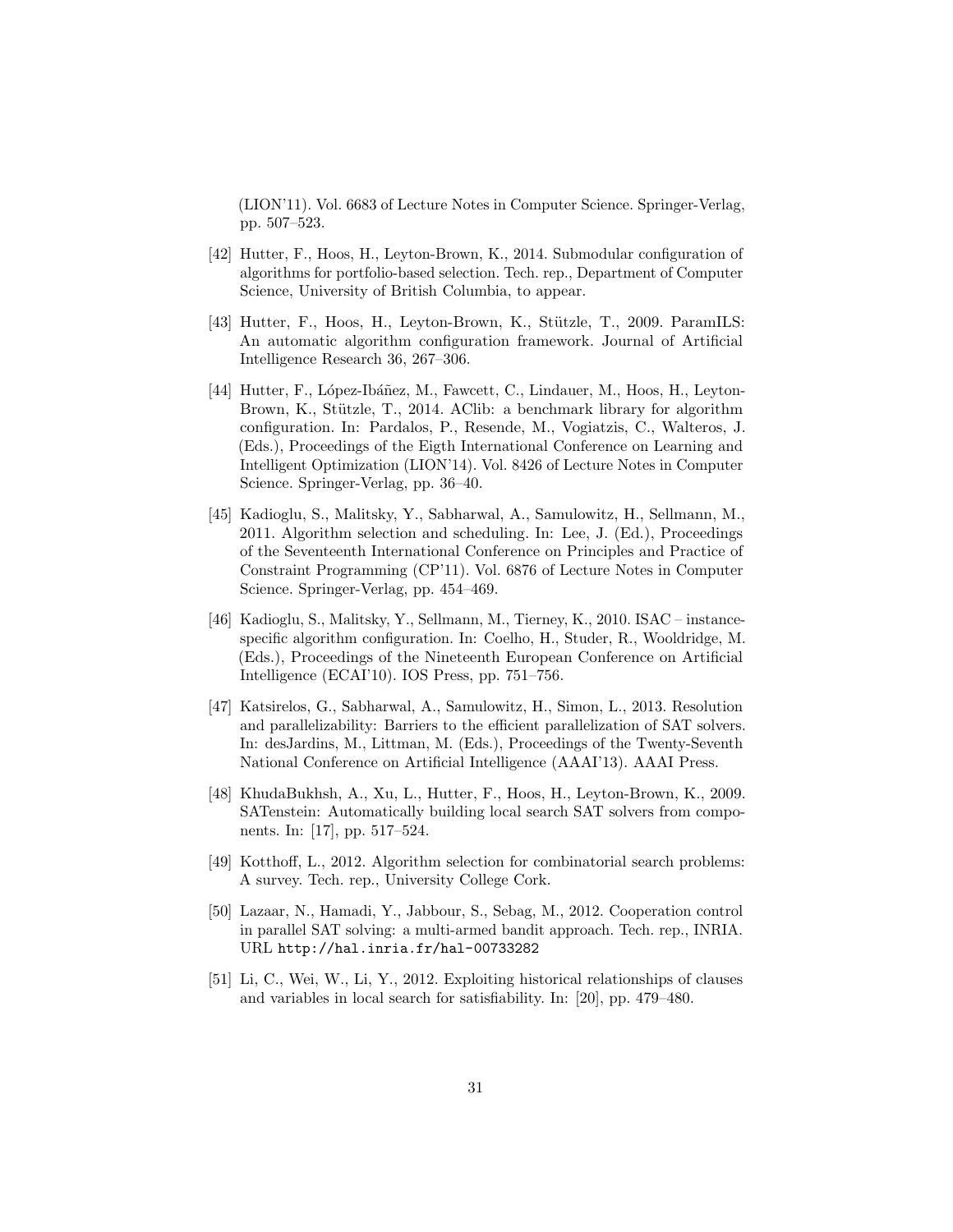(LION'11). Vol. 6683 of Lecture Notes in Computer Science. Springer-Verlag, pp. 507–523.

[42] Hutter, F., Hoos, H., Leyton-Brown, K., 2014. Submodular configuration of algorithms for portfolio-based selection. Tech. rep., Department of Computer Science, University of British Columbia, to appear.

[43] Hutter, F., Hoos, H., Leyton-Brown, K., Stützle, T., 2009. ParamILS: An automatic algorithm configuration framework. Journal of Artificial Intelligence Research 36, 267–306.

[44] Hutter, F., López-Ibáñez, M., Fawcett, C., Lindauer, M., Hoos, H., Leyton-Brown, K., Stützle, T., 2014. AClib: a benchmark library for algorithm configuration. In: Pardalos, P., Resende, M., Vogiatzis, C., Walteros, J. (Eds.), Proceedings of the Eigth International Conference on Learning and Intelligent Optimization (LION'14). Vol. 8426 of Lecture Notes in Computer Science. Springer-Verlag, pp. 36–40.

[45] Kadioglu, S., Malitsky, Y., Sabharwal, A., Samulowitz, H., Sellmann, M., 2011. Algorithm selection and scheduling. In: Lee, J. (Ed.), Proceedings of the Seventeenth International Conference on Principles and Practice of Constraint Programming (CP'11). Vol. 6876 of Lecture Notes in Computer Science. Springer-Verlag, pp. 454–469.

[46] Kadioglu, S., Malitsky, Y., Sellmann, M., Tierney, K., 2010. ISAC – instance-specific algorithm configuration. In: Coelho, H., Studer, R., Wooldridge, M. (Eds.), Proceedings of the Nineteenth European Conference on Artificial Intelligence (ECAI'10). IOS Press, pp. 751–756.

[47] Katsirelos, G., Sabharwal, A., Samulowitz, H., Simon, L., 2013. Resolution and parallelizability: Barriers to the efficient parallelization of SAT solvers. In: desJardins, M., Littman, M. (Eds.), Proceedings of the Twenty-Seventh National Conference on Artificial Intelligence (AAAI'13). AAAI Press.

[48] KhudaBukhsh, A., Xu, L., Hutter, F., Hoos, H., Leyton-Brown, K., 2009. SATenstein: Automatically building local search SAT solvers from components. In: [17], pp. 517–524.

[49] Kotthoff, L., 2012. Algorithm selection for combinatorial search problems: A survey. Tech. rep., University College Cork.

[50] Lazaar, N., Hamadi, Y., Jabbour, S., Sebag, M., 2012. Cooperation control in parallel SAT solving: a multi-armed bandit approach. Tech. rep., INRIA. URL http://hal.inria.fr/hal-00733282

[51] Li, C., Wei, W., Li, Y., 2012. Exploiting historical relationships of clauses and variables in local search for satisfiability. In: [20], pp. 479–480.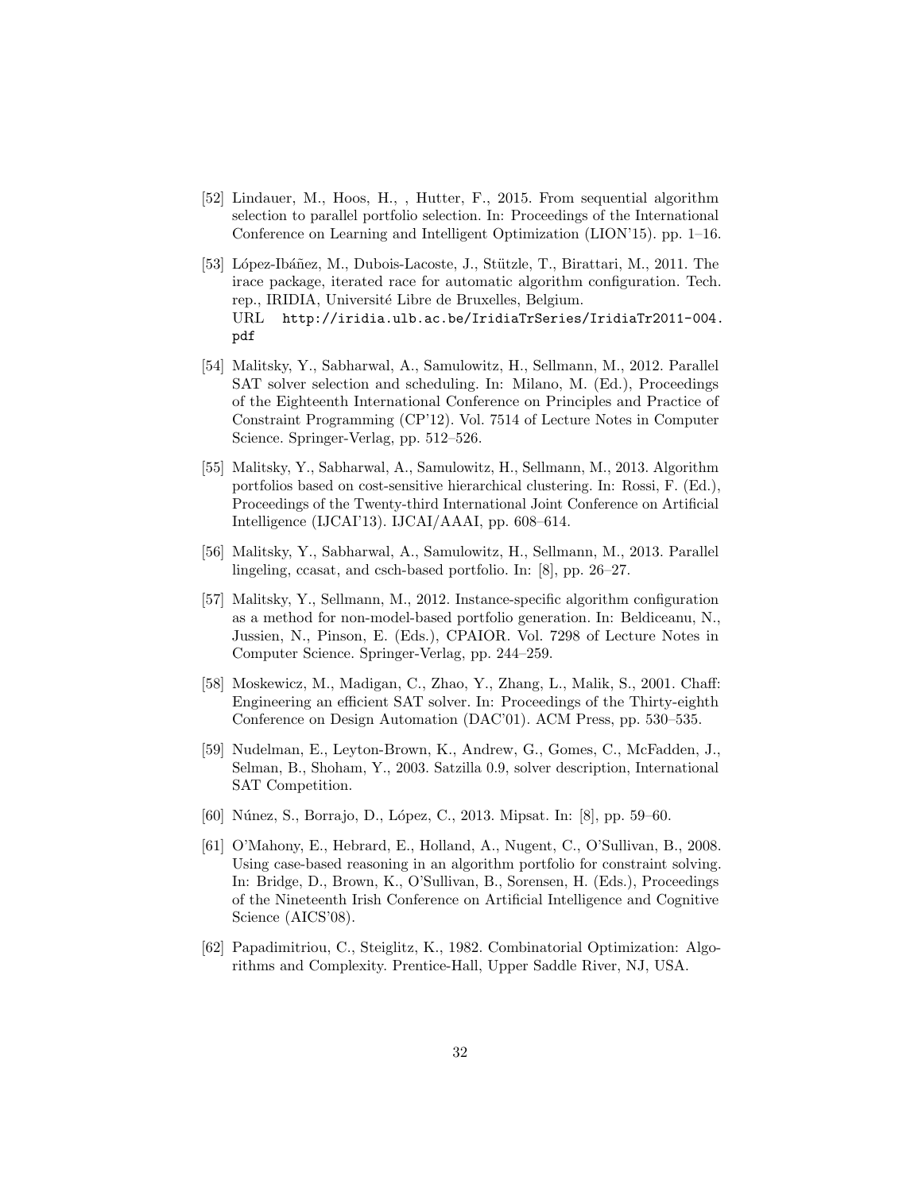[52] Lindauer, M., Hoos, H., , Hutter, F., 2015. From sequential algorithm selection to parallel portfolio selection. In: Proceedings of the International Conference on Learning and Intelligent Optimization (LION'15). pp. 1–16.

[53] López-Ibáñez, M., Dubois-Lacoste, J., Stützle, T., Birattari, M., 2011. The irace package, iterated race for automatic algorithm configuration. Tech. rep., IRIDIA, Université Libre de Bruxelles, Belgium.
URL http://iridia.ulb.ac.be/IridiaTrSeries/IridiaTr2011-004.pdf

[54] Malitsky, Y., Sabharwal, A., Samulowitz, H., Sellmann, M., 2012. Parallel SAT solver selection and scheduling. In: Milano, M. (Ed.), Proceedings of the Eighteenth International Conference on Principles and Practice of Constraint Programming (CP'12). Vol. 7514 of Lecture Notes in Computer Science. Springer-Verlag, pp. 512–526.

[55] Malitsky, Y., Sabharwal, A., Samulowitz, H., Sellmann, M., 2013. Algorithm portfolios based on cost-sensitive hierarchical clustering. In: Rossi, F. (Ed.), Proceedings of the Twenty-third International Joint Conference on Artificial Intelligence (IJCAI'13). IJCAI/AAAI, pp. 608–614.

[56] Malitsky, Y., Sabharwal, A., Samulowitz, H., Sellmann, M., 2013. Parallel lingeling, ccasat, and csch-based portfolio. In: [8], pp. 26–27.

[57] Malitsky, Y., Sellmann, M., 2012. Instance-specific algorithm configuration as a method for non-model-based portfolio generation. In: Beldiceanu, N., Jussien, N., Pinson, E. (Eds.), CPAIOR. Vol. 7298 of Lecture Notes in Computer Science. Springer-Verlag, pp. 244–259.

[58] Moskewicz, M., Madigan, C., Zhao, Y., Zhang, L., Malik, S., 2001. Chaff: Engineering an efficient SAT solver. In: Proceedings of the Thirty-eighth Conference on Design Automation (DAC'01). ACM Press, pp. 530–535.

[59] Nudelman, E., Leyton-Brown, K., Andrew, G., Gomes, C., McFadden, J., Selman, B., Shoham, Y., 2003. Satzilla 0.9, solver description, International SAT Competition.

[60] Núnez, S., Borrajo, D., López, C., 2013. Mipsat. In: [8], pp. 59–60.

[61] O'Mahony, E., Hebrard, E., Holland, A., Nugent, C., O'Sullivan, B., 2008. Using case-based reasoning in an algorithm portfolio for constraint solving. In: Bridge, D., Brown, K., O'Sullivan, B., Sorensen, H. (Eds.), Proceedings of the Nineteenth Irish Conference on Artificial Intelligence and Cognitive Science (AICS'08).

[62] Papadimitriou, C., Steiglitz, K., 1982. Combinatorial Optimization: Algorithms and Complexity. Prentice-Hall, Upper Saddle River, NJ, USA.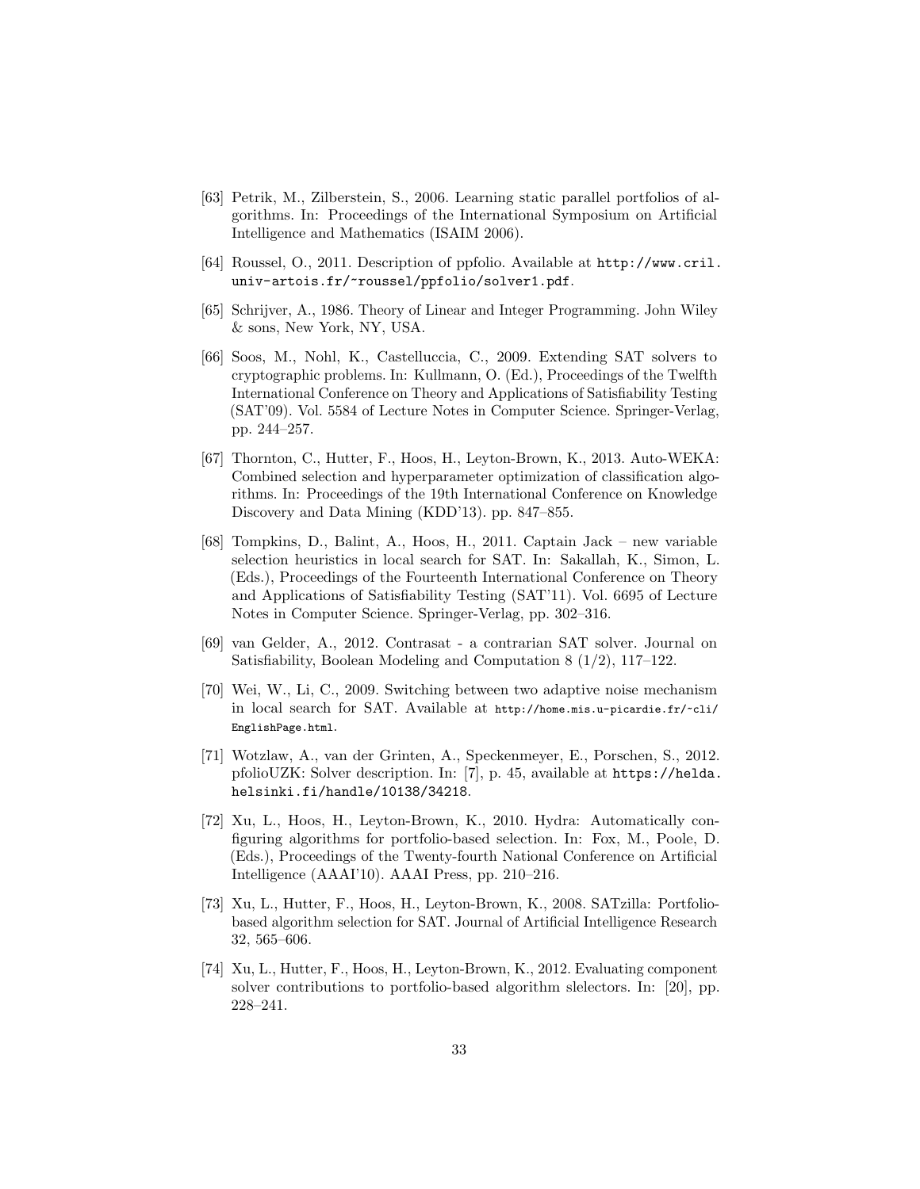[63] Petrik, M., Zilberstein, S., 2006. Learning static parallel portfolios of algorithms. In: Proceedings of the International Symposium on Artificial Intelligence and Mathematics (ISAIM 2006).

[64] Roussel, O., 2011. Description of ppfolio. Available at http://www.cril.univ-artois.fr/~roussel/ppfolio/solver1.pdf.

[65] Schrijver, A., 1986. Theory of Linear and Integer Programming. John Wiley & sons, New York, NY, USA.

[66] Soos, M., Nohl, K., Castelluccia, C., 2009. Extending SAT solvers to cryptographic problems. In: Kullmann, O. (Ed.), Proceedings of the Twelfth International Conference on Theory and Applications of Satisfiability Testing (SAT'09). Vol. 5584 of Lecture Notes in Computer Science. Springer-Verlag, pp. 244–257.

[67] Thornton, C., Hutter, F., Hoos, H., Leyton-Brown, K., 2013. Auto-WEKA: Combined selection and hyperparameter optimization of classification algorithms. In: Proceedings of the 19th International Conference on Knowledge Discovery and Data Mining (KDD'13). pp. 847–855.

[68] Tompkins, D., Balint, A., Hoos, H., 2011. Captain Jack – new variable selection heuristics in local search for SAT. In: Sakallah, K., Simon, L. (Eds.), Proceedings of the Fourteenth International Conference on Theory and Applications of Satisfiability Testing (SAT'11). Vol. 6695 of Lecture Notes in Computer Science. Springer-Verlag, pp. 302–316.

[69] van Gelder, A., 2012. Contrasat - a contrarian SAT solver. Journal on Satisfiability, Boolean Modeling and Computation 8 (1/2), 117–122.

[70] Wei, W., Li, C., 2009. Switching between two adaptive noise mechanism in local search for SAT. Available at http://home.mis.u-picardie.fr/~cli/EnglishPage.html.

[71] Wotzlaw, A., van der Grinten, A., Speckenmeyer, E., Porschen, S., 2012. pfolioUZK: Solver description. In: [7], p. 45, available at https://helda.helsinki.fi/handle/10138/34218.

[72] Xu, L., Hoos, H., Leyton-Brown, K., 2010. Hydra: Automatically configuring algorithms for portfolio-based selection. In: Fox, M., Poole, D. (Eds.), Proceedings of the Twenty-fourth National Conference on Artificial Intelligence (AAAI'10). AAAI Press, pp. 210–216.

[73] Xu, L., Hutter, F., Hoos, H., Leyton-Brown, K., 2008. SATzilla: Portfolio-based algorithm selection for SAT. Journal of Artificial Intelligence Research 32, 565–606.

[74] Xu, L., Hutter, F., Hoos, H., Leyton-Brown, K., 2012. Evaluating component solver contributions to portfolio-based algorithm slelectors. In: [20], pp. 228–241.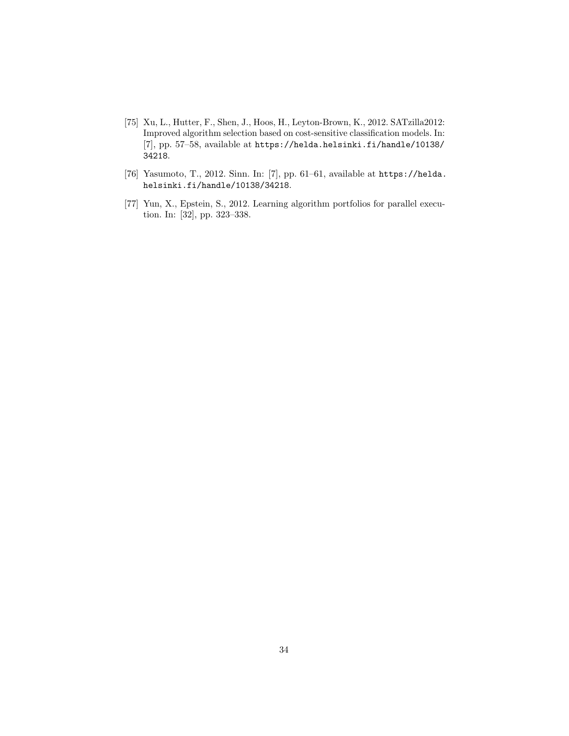[75] Xu, L., Hutter, F., Shen, J., Hoos, H., Leyton-Brown, K., 2012. SATzilla2012: Improved algorithm selection based on cost-sensitive classification models. In: [7], pp. 57–58, available at https://helda.helsinki.fi/handle/10138/34218.

[76] Yasumoto, T., 2012. Sinn. In: [7], pp. 61–61, available at https://helda.helsinki.fi/handle/10138/34218.

[77] Yun, X., Epstein, S., 2012. Learning algorithm portfolios for parallel execution. In: [32], pp. 323–338.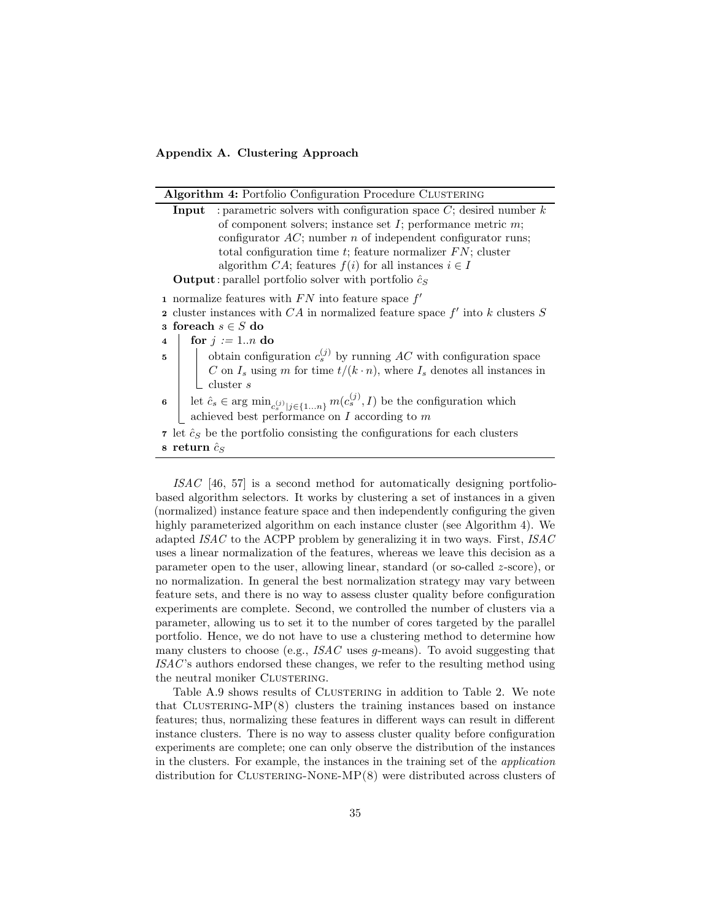## Appendix A. Clustering Approach

**Algorithm 4:** Portfolio Configuration Procedure CLUSTERING

**Input** : parametric solvers with configuration space $C$; desired number $k$ of component solvers; instance set $I$; performance metric $m$; configurator $AC$; number $n$ of independent configurator runs; total configuration time $t$; feature normalizer $FN$; cluster algorithm $CA$; features $f(i)$ for all instances $i \in I$

**Output**: parallel portfolio solver with portfolio $\hat{c}_S$

```
1 normalize features with FN into feature space f'
2 cluster instances with CA in normalized feature space f' into k clusters S
3 foreach s ∈ S do
4     for j := 1..n do
5         obtain configuration c_s^(j) by running AC with configuration space
          C on I_s using m for time t/(k·n), where I_s denotes all instances in
          cluster s
6     let ĉ_s ∈ arg min_{c_s^(j)|j∈{1...n}} m(c_s^(j), I) be the configuration which
      achieved best performance on I according to m
7 let ĉ_S be the portfolio consisting the configurations for each clusters
8 return ĉ_S
```

*ISAC* [46, 57] is a second method for automatically designing portfolio-based algorithm selectors. It works by clustering a set of instances in a given (normalized) instance feature space and then independently configuring the given highly parameterized algorithm on each instance cluster (see Algorithm 4). We adapted *ISAC* to the ACPP problem by generalizing it in two ways. First, *ISAC* uses a linear normalization of the features, whereas we leave this decision as a parameter open to the user, allowing linear, standard (or so-called $z$-score), or no normalization. In general the best normalization strategy may vary between feature sets, and there is no way to assess cluster quality before configuration experiments are complete. Second, we controlled the number of clusters via a parameter, allowing us to set it to the number of cores targeted by the parallel portfolio. Hence, we do not have to use a clustering method to determine how many clusters to choose (e.g., *ISAC* uses $g$-means). To avoid suggesting that *ISAC*'s authors endorsed these changes, we refer to the resulting method using the neutral moniker CLUSTERING.

Table A.9 shows results of CLUSTERING in addition to Table 2. We note that CLUSTERING-MP(8) clusters the training instances based on instance features; thus, normalizing these features in different ways can result in different instance clusters. There is no way to assess cluster quality before configuration experiments are complete; one can only observe the distribution of the instances in the clusters. For example, the instances in the training set of the *application* distribution for CLUSTERING-NONE-MP(8) were distributed across clusters of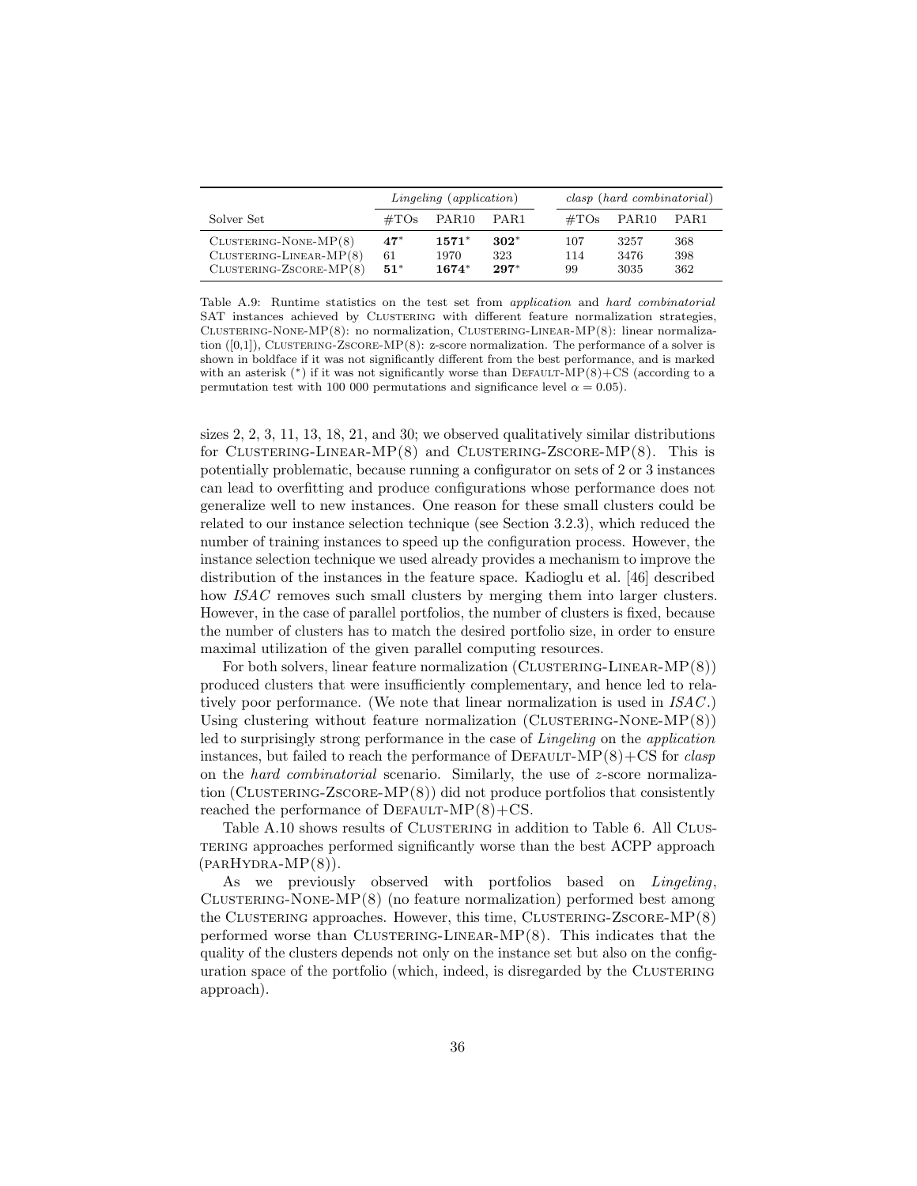| | *Lingeling* (*application*) | | | *clasp* (*hard combinatorial*) | | |
|---|---|---|---|---|---|---|
| Solver Set | #TOs | PAR10 | PAR1 | #TOs | PAR10 | PAR1 |
| Clustering-None-MP(8) | **47*** | **1571*** | **302*** | 107 | 3257 | 368 |
| Clustering-Linear-MP(8) | 61 | 1970 | 323 | 114 | 3476 | 398 |
| Clustering-Zscore-MP(8) | **51*** | **1674*** | **297*** | 99 | 3035 | 362 |

Table A.9: Runtime statistics on the test set from *application* and *hard combinatorial* SAT instances achieved by Clustering with different feature normalization strategies, Clustering-None-MP(8): no normalization, Clustering-Linear-MP(8): linear normalization ([0,1]), Clustering-Zscore-MP(8): z-score normalization. The performance of a solver is shown in boldface if it was not significantly different from the best performance, and is marked with an asterisk (*) if it was not significantly worse than Default-MP(8)+CS (according to a permutation test with 100 000 permutations and significance level $\alpha = 0.05$).

sizes 2, 2, 3, 11, 13, 18, 21, and 30; we observed qualitatively similar distributions for Clustering-Linear-MP(8) and Clustering-Zscore-MP(8). This is potentially problematic, because running a configurator on sets of 2 or 3 instances can lead to overfitting and produce configurations whose performance does not generalize well to new instances. One reason for these small clusters could be related to our instance selection technique (see Section 3.2.3), which reduced the number of training instances to speed up the configuration process. However, the instance selection technique we used already provides a mechanism to improve the distribution of the instances in the feature space. Kadioglu et al. [46] described how *ISAC* removes such small clusters by merging them into larger clusters. However, in the case of parallel portfolios, the number of clusters is fixed, because the number of clusters has to match the desired portfolio size, in order to ensure maximal utilization of the given parallel computing resources.

For both solvers, linear feature normalization (Clustering-Linear-MP(8)) produced clusters that were insufficiently complementary, and hence led to relatively poor performance. (We note that linear normalization is used in *ISAC*.) Using clustering without feature normalization (Clustering-None-MP(8)) led to surprisingly strong performance in the case of *Lingeling* on the *application* instances, but failed to reach the performance of Default-MP(8)+CS for *clasp* on the *hard combinatorial* scenario. Similarly, the use of $z$-score normalization (Clustering-Zscore-MP(8)) did not produce portfolios that consistently reached the performance of Default-MP(8)+CS.

Table A.10 shows results of Clustering in addition to Table 6. All Clustering approaches performed significantly worse than the best ACPP approach (parHydra-MP(8)).

As we previously observed with portfolios based on *Lingeling*, Clustering-None-MP(8) (no feature normalization) performed best among the Clustering approaches. However, this time, Clustering-Zscore-MP(8) performed worse than Clustering-Linear-MP(8). This indicates that the quality of the clusters depends not only on the instance set but also on the configuration space of the portfolio (which, indeed, is disregarded by the Clustering approach).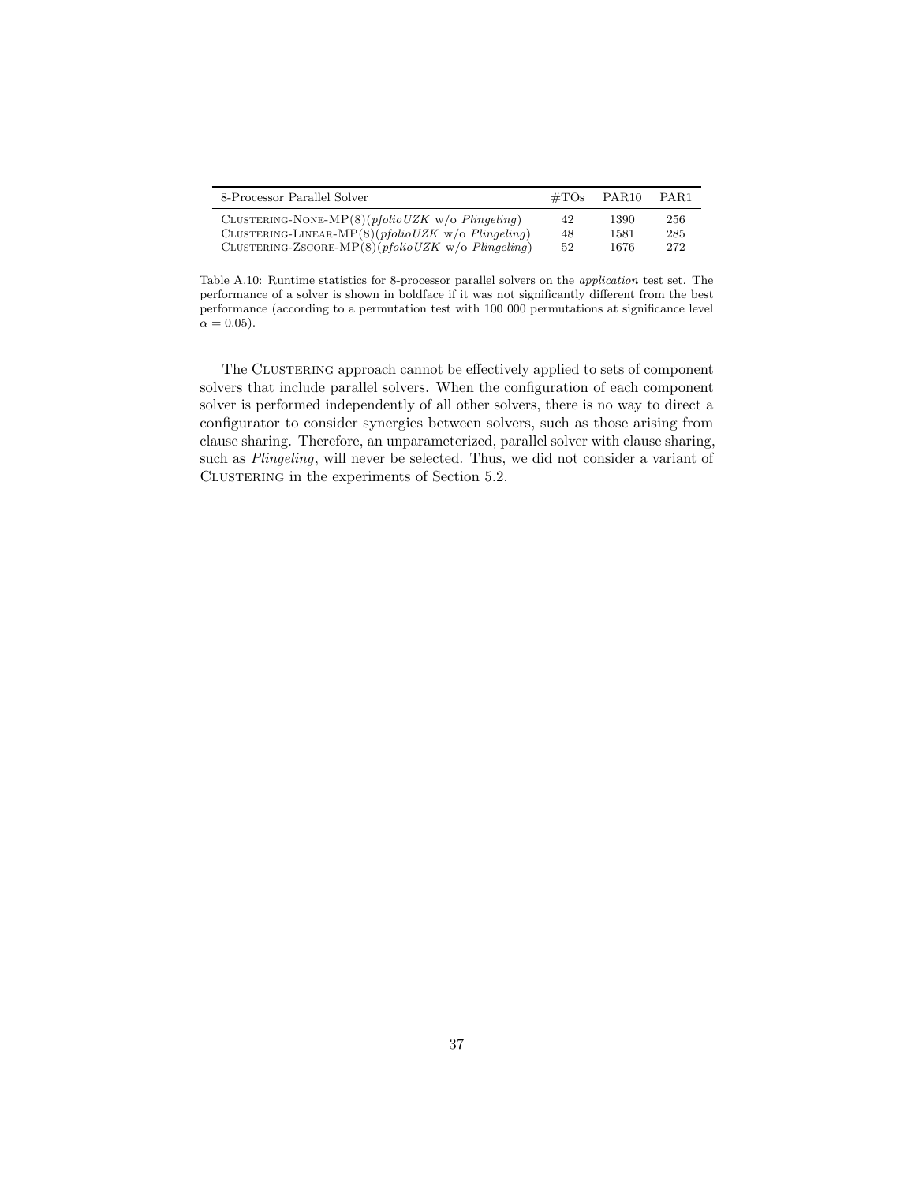| 8-Processor Parallel Solver | #TOs | PAR10 | PAR1 |
|---|---|---|---|
| CLUSTERING-NONE-MP(8)(*pfolioUZK* w/o *Plingeling*) | 42 | 1390 | 256 |
| CLUSTERING-LINEAR-MP(8)(*pfolioUZK* w/o *Plingeling*) | 48 | 1581 | 285 |
| CLUSTERING-ZSCORE-MP(8)(*pfolioUZK* w/o *Plingeling*) | 52 | 1676 | 272 |

Table A.10: Runtime statistics for 8-processor parallel solvers on the *application* test set. The performance of a solver is shown in boldface if it was not significantly different from the best performance (according to a permutation test with 100 000 permutations at significance level $\alpha = 0.05$).

The CLUSTERING approach cannot be effectively applied to sets of component solvers that include parallel solvers. When the configuration of each component solver is performed independently of all other solvers, there is no way to direct a configurator to consider synergies between solvers, such as those arising from clause sharing. Therefore, an unparameterized, parallel solver with clause sharing, such as *Plingeling*, will never be selected. Thus, we did not consider a variant of CLUSTERING in the experiments of Section 5.2.